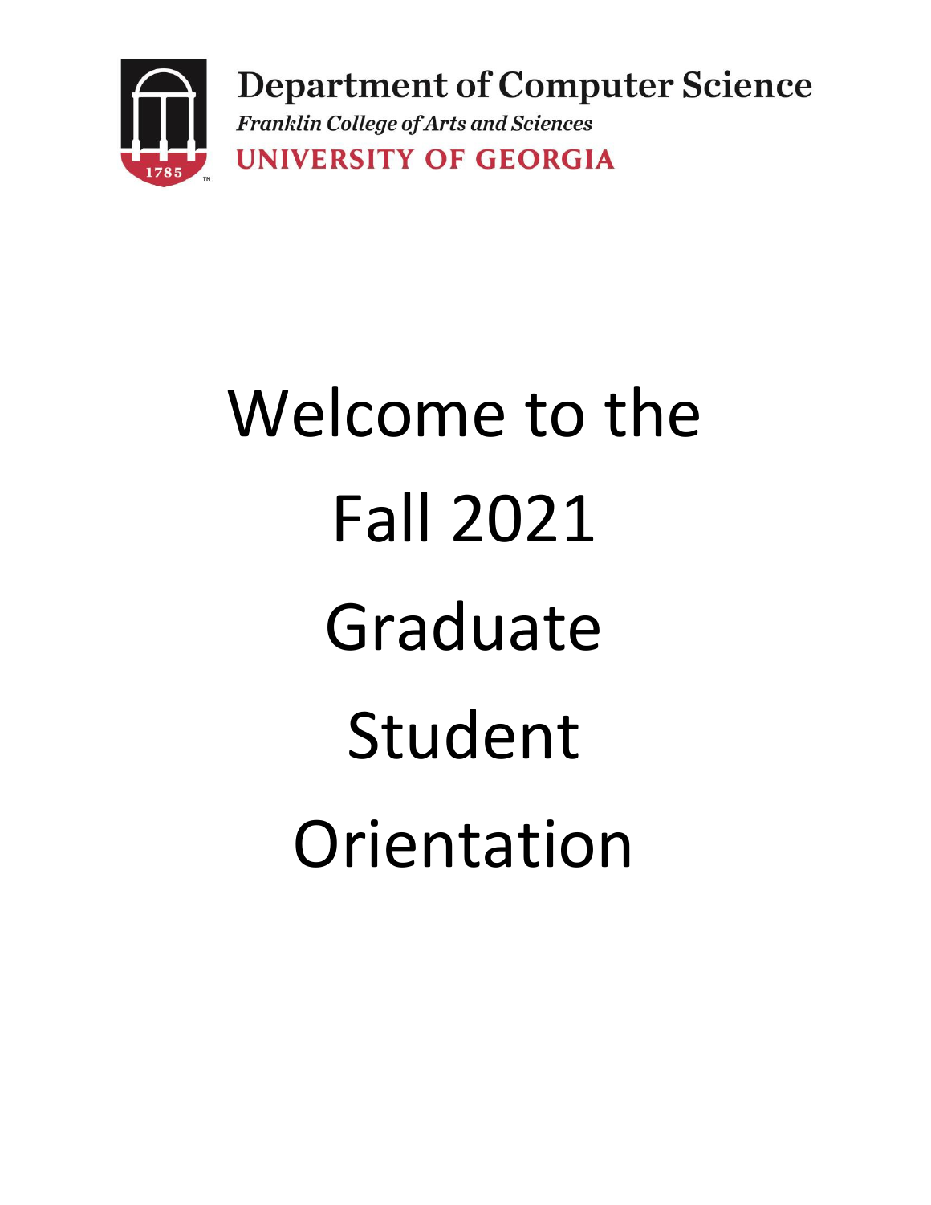**Department of Computer Science**

*Franklin College of Arts and Sciences*

**UNIVERSITY OF GEORGIA**

# Welcome to the Fall 2021 Graduate Student Orientation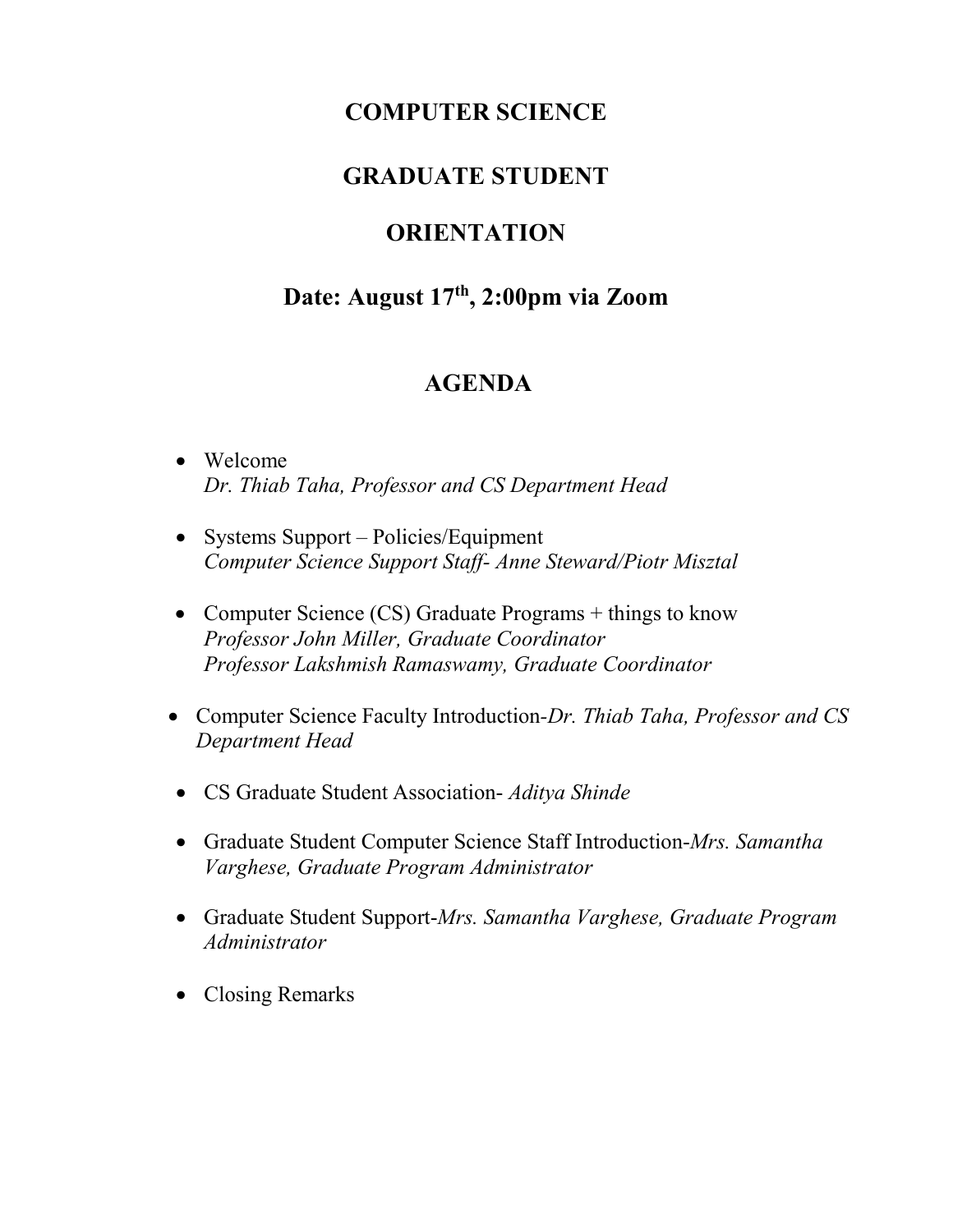# COMPUTER SCIENCE

# GRADUATE STUDENT

# ORIENTATION

## Date: August 17th, 2:00pm via Zoom

## AGENDA

- Welcome
  *Dr. Thiab Taha, Professor and CS Department Head*

- Systems Support – Policies/Equipment
  *Computer Science Support Staff- Anne Steward/Piotr Misztal*

- Computer Science (CS) Graduate Programs + things to know
  *Professor John Miller, Graduate Coordinator*
  *Professor Lakshmish Ramaswamy, Graduate Coordinator*

- Computer Science Faculty Introduction-*Dr. Thiab Taha, Professor and CS Department Head*

- CS Graduate Student Association- *Aditya Shinde*

- Graduate Student Computer Science Staff Introduction-*Mrs. Samantha Varghese, Graduate Program Administrator*

- Graduate Student Support-*Mrs. Samantha Varghese, Graduate Program Administrator*

- Closing Remarks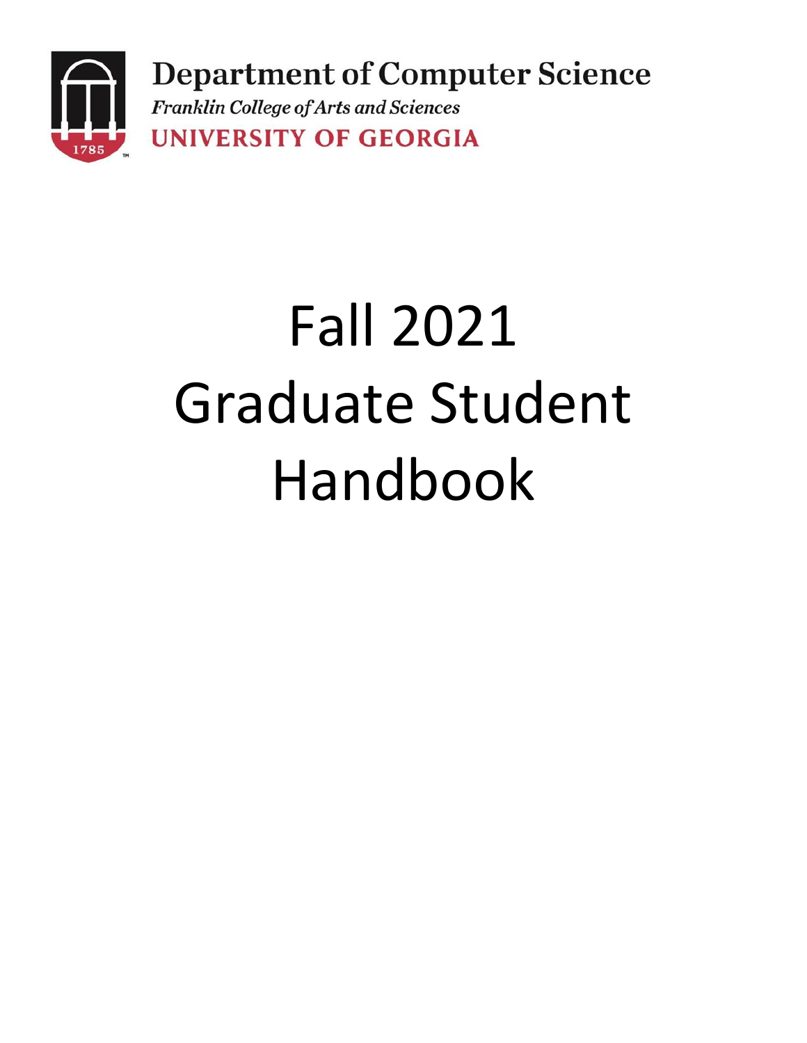**Department of Computer Science**

*Franklin College of Arts and Sciences*

**UNIVERSITY OF GEORGIA**

# Fall 2021
# Graduate Student Handbook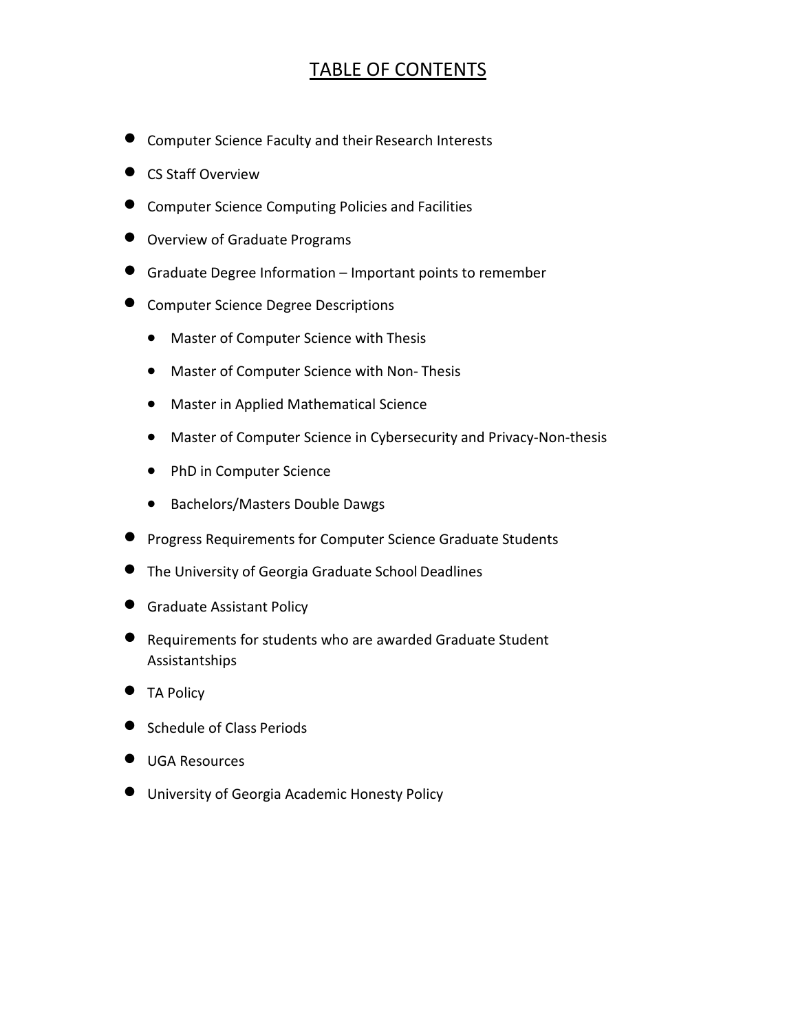# TABLE OF CONTENTS

- Computer Science Faculty and their Research Interests
- CS Staff Overview
- Computer Science Computing Policies and Facilities
- Overview of Graduate Programs
- Graduate Degree Information – Important points to remember
- Computer Science Degree Descriptions
    - Master of Computer Science with Thesis
    - Master of Computer Science with Non- Thesis
    - Master in Applied Mathematical Science
    - Master of Computer Science in Cybersecurity and Privacy-Non-thesis
    - PhD in Computer Science
    - Bachelors/Masters Double Dawgs
- Progress Requirements for Computer Science Graduate Students
- The University of Georgia Graduate School Deadlines
- Graduate Assistant Policy
- Requirements for students who are awarded Graduate Student Assistantships
- TA Policy
- Schedule of Class Periods
- UGA Resources
- University of Georgia Academic Honesty Policy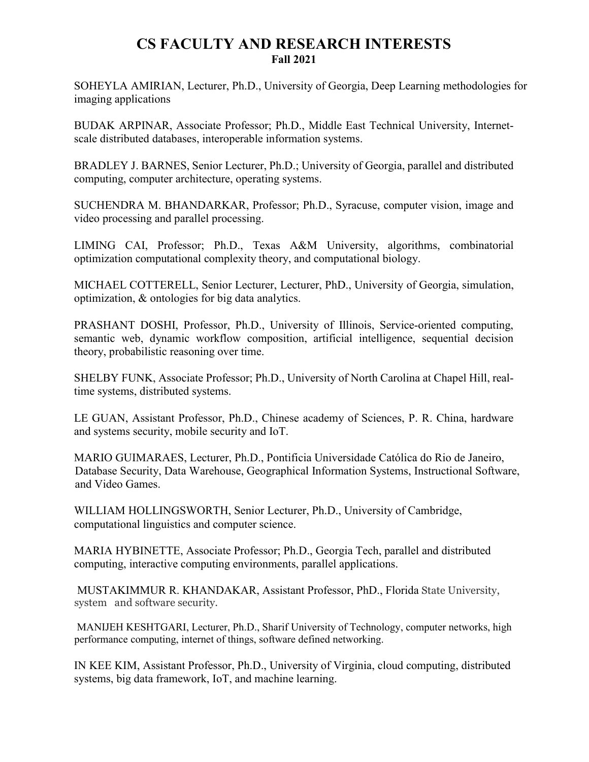# CS FACULTY AND RESEARCH INTERESTS

**Fall 2021**

SOHEYLA AMIRIAN, Lecturer, Ph.D., University of Georgia, Deep Learning methodologies for imaging applications

BUDAK ARPINAR, Associate Professor; Ph.D., Middle East Technical University, Internet-scale distributed databases, interoperable information systems.

BRADLEY J. BARNES, Senior Lecturer, Ph.D.; University of Georgia, parallel and distributed computing, computer architecture, operating systems.

SUCHENDRA M. BHANDARKAR, Professor; Ph.D., Syracuse, computer vision, image and video processing and parallel processing.

LIMING CAI, Professor; Ph.D., Texas A&M University, algorithms, combinatorial optimization computational complexity theory, and computational biology.

MICHAEL COTTERELL, Senior Lecturer, Lecturer, PhD., University of Georgia, simulation, optimization, & ontologies for big data analytics.

PRASHANT DOSHI, Professor, Ph.D., University of Illinois, Service-oriented computing, semantic web, dynamic workflow composition, artificial intelligence, sequential decision theory, probabilistic reasoning over time.

SHELBY FUNK, Associate Professor; Ph.D., University of North Carolina at Chapel Hill, real-time systems, distributed systems.

LE GUAN, Assistant Professor, Ph.D., Chinese academy of Sciences, P. R. China, hardware and systems security, mobile security and IoT.

MARIO GUIMARAES, Lecturer, Ph.D., Pontificia Universidade Católica do Rio de Janeiro, Database Security, Data Warehouse, Geographical Information Systems, Instructional Software, and Video Games.

WILLIAM HOLLINGSWORTH, Senior Lecturer, Ph.D., University of Cambridge, computational linguistics and computer science.

MARIA HYBINETTE, Associate Professor; Ph.D., Georgia Tech, parallel and distributed computing, interactive computing environments, parallel applications.

MUSTAKIMMUR R. KHANDAKAR, Assistant Professor, PhD., Florida State University, system and software security.

MANIJEH KESHTGARI, Lecturer, Ph.D., Sharif University of Technology, computer networks, high performance computing, internet of things, software defined networking.

IN KEE KIM, Assistant Professor, Ph.D., University of Virginia, cloud computing, distributed systems, big data framework, IoT, and machine learning.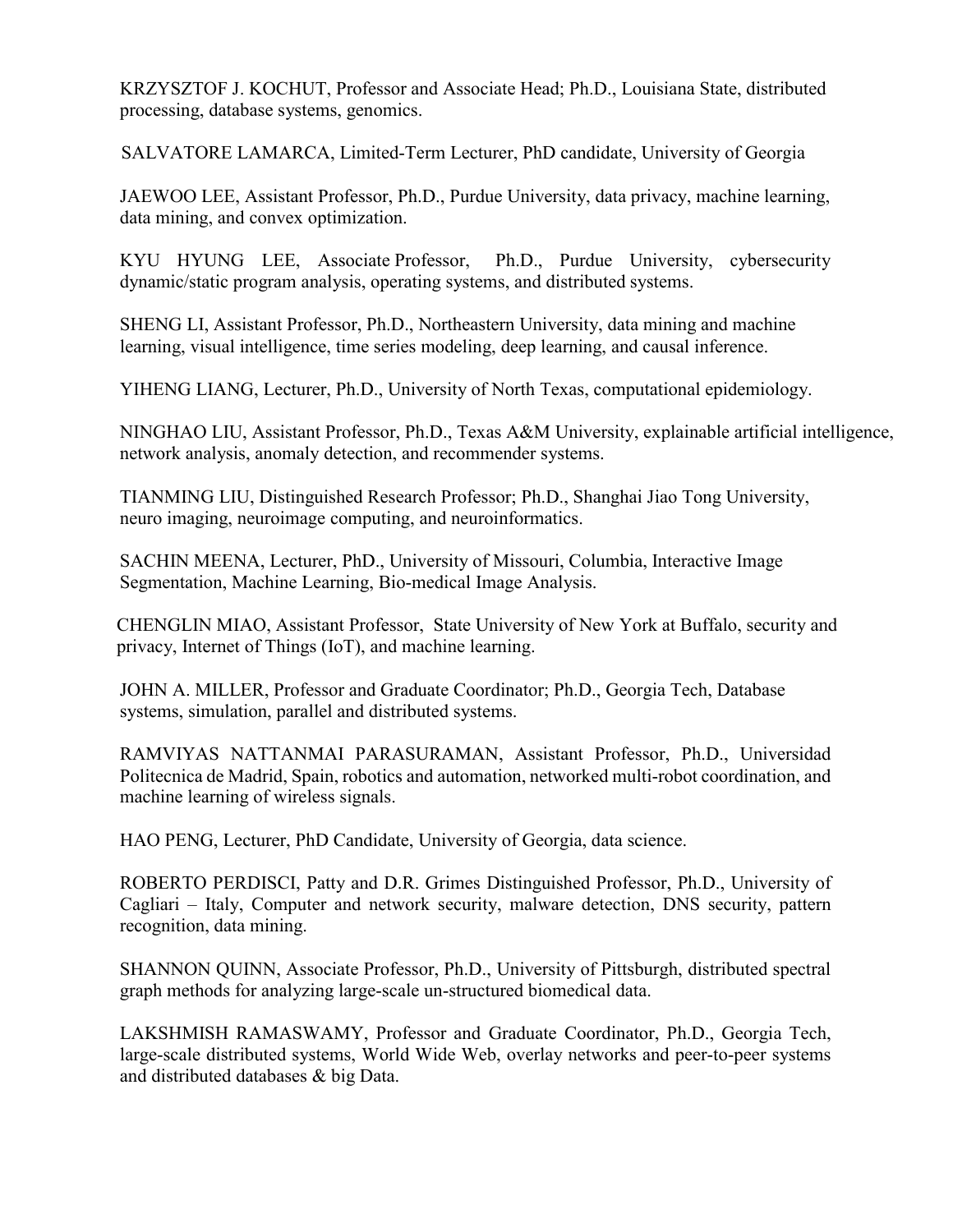KRZYSZTOF J. KOCHUT, Professor and Associate Head; Ph.D., Louisiana State, distributed processing, database systems, genomics.

SALVATORE LAMARCA, Limited-Term Lecturer, PhD candidate, University of Georgia

JAEWOO LEE, Assistant Professor, Ph.D., Purdue University, data privacy, machine learning, data mining, and convex optimization.

KYU HYUNG LEE, Associate Professor, Ph.D., Purdue University, cybersecurity dynamic/static program analysis, operating systems, and distributed systems.

SHENG LI, Assistant Professor, Ph.D., Northeastern University, data mining and machine learning, visual intelligence, time series modeling, deep learning, and causal inference.

YIHENG LIANG, Lecturer, Ph.D., University of North Texas, computational epidemiology.

NINGHAO LIU, Assistant Professor, Ph.D., Texas A&M University, explainable artificial intelligence, network analysis, anomaly detection, and recommender systems.

TIANMING LIU, Distinguished Research Professor; Ph.D., Shanghai Jiao Tong University, neuro imaging, neuroimage computing, and neuroinformatics.

SACHIN MEENA, Lecturer, PhD., University of Missouri, Columbia, Interactive Image Segmentation, Machine Learning, Bio-medical Image Analysis.

CHENGLIN MIAO, Assistant Professor, State University of New York at Buffalo, security and privacy, Internet of Things (IoT), and machine learning.

JOHN A. MILLER, Professor and Graduate Coordinator; Ph.D., Georgia Tech, Database systems, simulation, parallel and distributed systems.

RAMVIYAS NATTANMAI PARASURAMAN, Assistant Professor, Ph.D., Universidad Politecnica de Madrid, Spain, robotics and automation, networked multi-robot coordination, and machine learning of wireless signals.

HAO PENG, Lecturer, PhD Candidate, University of Georgia, data science.

ROBERTO PERDISCI, Patty and D.R. Grimes Distinguished Professor, Ph.D., University of Cagliari – Italy, Computer and network security, malware detection, DNS security, pattern recognition, data mining.

SHANNON QUINN, Associate Professor, Ph.D., University of Pittsburgh, distributed spectral graph methods for analyzing large-scale un-structured biomedical data.

LAKSHMISH RAMASWAMY, Professor and Graduate Coordinator, Ph.D., Georgia Tech, large-scale distributed systems, World Wide Web, overlay networks and peer-to-peer systems and distributed databases & big Data.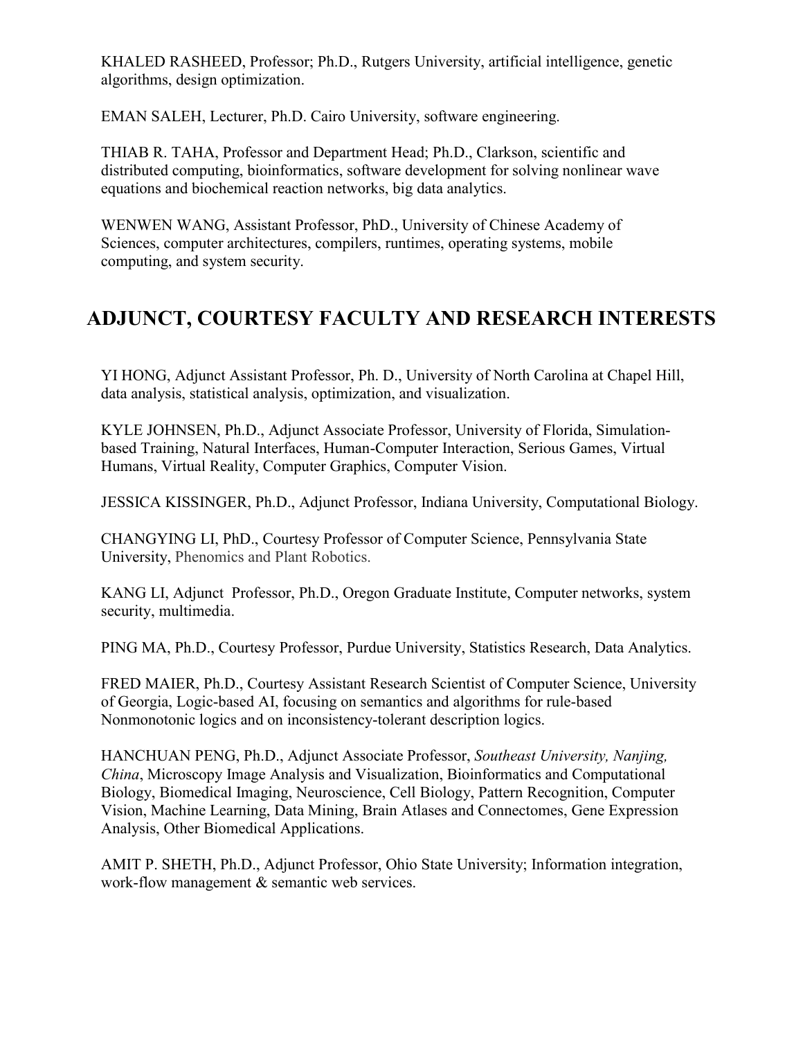KHALED RASHEED, Professor; Ph.D., Rutgers University, artificial intelligence, genetic algorithms, design optimization.

EMAN SALEH, Lecturer, Ph.D. Cairo University, software engineering.

THIAB R. TAHA, Professor and Department Head; Ph.D., Clarkson, scientific and distributed computing, bioinformatics, software development for solving nonlinear wave equations and biochemical reaction networks, big data analytics.

WENWEN WANG, Assistant Professor, PhD., University of Chinese Academy of Sciences, computer architectures, compilers, runtimes, operating systems, mobile computing, and system security.

## ADJUNCT, COURTESY FACULTY AND RESEARCH INTERESTS

YI HONG, Adjunct Assistant Professor, Ph. D., University of North Carolina at Chapel Hill, data analysis, statistical analysis, optimization, and visualization.

KYLE JOHNSEN, Ph.D., Adjunct Associate Professor, University of Florida, Simulation-based Training, Natural Interfaces, Human-Computer Interaction, Serious Games, Virtual Humans, Virtual Reality, Computer Graphics, Computer Vision.

JESSICA KISSINGER, Ph.D., Adjunct Professor, Indiana University, Computational Biology.

CHANGYING LI, PhD., Courtesy Professor of Computer Science, Pennsylvania State University, Phenomics and Plant Robotics.

KANG LI, Adjunct Professor, Ph.D., Oregon Graduate Institute, Computer networks, system security, multimedia.

PING MA, Ph.D., Courtesy Professor, Purdue University, Statistics Research, Data Analytics.

FRED MAIER, Ph.D., Courtesy Assistant Research Scientist of Computer Science, University of Georgia, Logic-based AI, focusing on semantics and algorithms for rule-based Nonmonotonic logics and on inconsistency-tolerant description logics.

HANCHUAN PENG, Ph.D., Adjunct Associate Professor, *Southeast University, Nanjing, China*, Microscopy Image Analysis and Visualization, Bioinformatics and Computational Biology, Biomedical Imaging, Neuroscience, Cell Biology, Pattern Recognition, Computer Vision, Machine Learning, Data Mining, Brain Atlases and Connectomes, Gene Expression Analysis, Other Biomedical Applications.

AMIT P. SHETH, Ph.D., Adjunct Professor, Ohio State University; Information integration, work-flow management & semantic web services.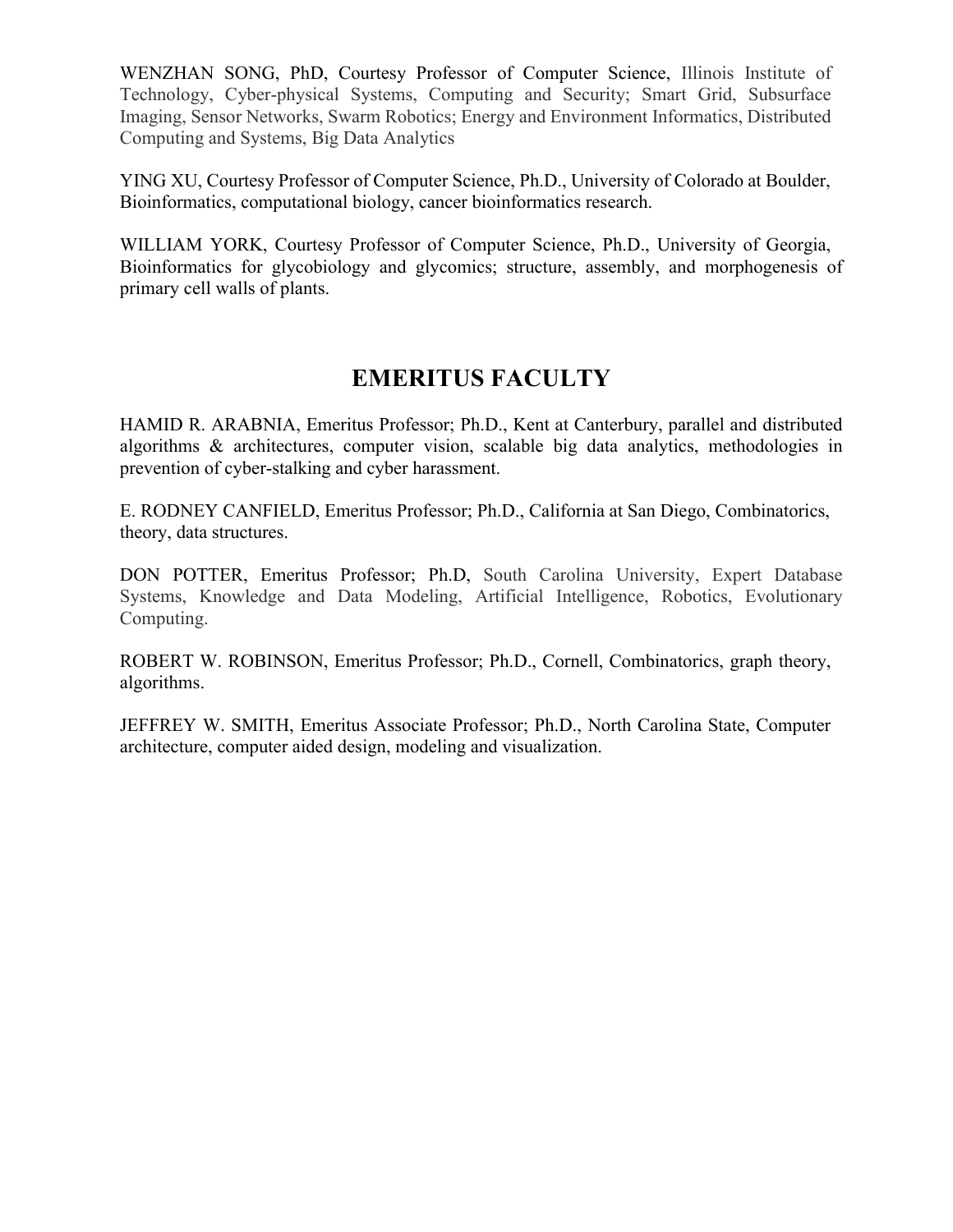WENZHAN SONG, PhD, Courtesy Professor of Computer Science, Illinois Institute of Technology, Cyber-physical Systems, Computing and Security; Smart Grid, Subsurface Imaging, Sensor Networks, Swarm Robotics; Energy and Environment Informatics, Distributed Computing and Systems, Big Data Analytics

YING XU, Courtesy Professor of Computer Science, Ph.D., University of Colorado at Boulder, Bioinformatics, computational biology, cancer bioinformatics research.

WILLIAM YORK, Courtesy Professor of Computer Science, Ph.D., University of Georgia, Bioinformatics for glycobiology and glycomics; structure, assembly, and morphogenesis of primary cell walls of plants.

# EMERITUS FACULTY

HAMID R. ARABNIA, Emeritus Professor; Ph.D., Kent at Canterbury, parallel and distributed algorithms & architectures, computer vision, scalable big data analytics, methodologies in prevention of cyber-stalking and cyber harassment.

E. RODNEY CANFIELD, Emeritus Professor; Ph.D., California at San Diego, Combinatorics, theory, data structures.

DON POTTER, Emeritus Professor; Ph.D, South Carolina University, Expert Database Systems, Knowledge and Data Modeling, Artificial Intelligence, Robotics, Evolutionary Computing.

ROBERT W. ROBINSON, Emeritus Professor; Ph.D., Cornell, Combinatorics, graph theory, algorithms.

JEFFREY W. SMITH, Emeritus Associate Professor; Ph.D., North Carolina State, Computer architecture, computer aided design, modeling and visualization.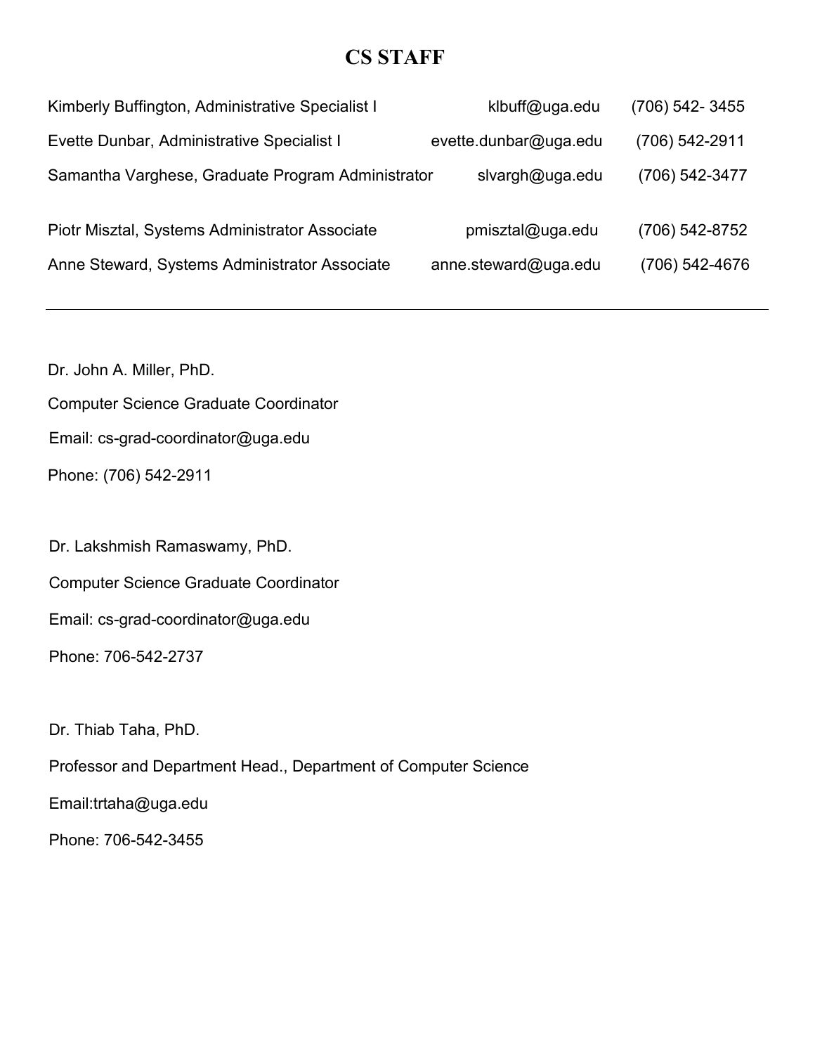# CS STAFF

| | | |
|---|---|---|
| Kimberly Buffington, Administrative Specialist I | klbuff@uga.edu | (706) 542- 3455 |
| Evette Dunbar, Administrative Specialist I | evette.dunbar@uga.edu | (706) 542-2911 |
| Samantha Varghese, Graduate Program Administrator | slvargh@uga.edu | (706) 542-3477 |
| Piotr Misztal, Systems Administrator Associate | pmisztal@uga.edu | (706) 542-8752 |
| Anne Steward, Systems Administrator Associate | anne.steward@uga.edu | (706) 542-4676 |

---

Dr. John A. Miller, PhD.

Computer Science Graduate Coordinator

Email: cs-grad-coordinator@uga.edu

Phone: (706) 542-2911

Dr. Lakshmish Ramaswamy, PhD.

Computer Science Graduate Coordinator

Email: cs-grad-coordinator@uga.edu

Phone: 706-542-2737

Dr. Thiab Taha, PhD.

Professor and Department Head., Department of Computer Science

Email:trtaha@uga.edu

Phone: 706-542-3455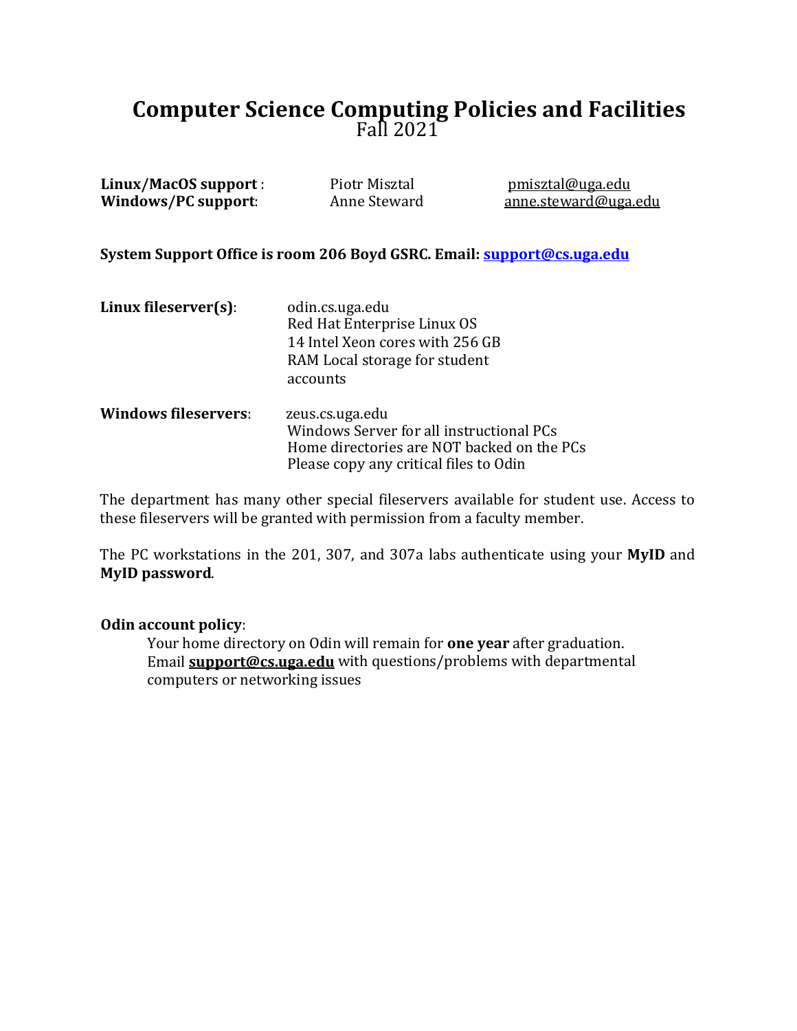# Computer Science Computing Policies and Facilities

Fall 2021

| | | |
|---|---|---|
| **Linux/MacOS support** : | Piotr Misztal | pmisztal@uga.edu |
| **Windows/PC support**: | Anne Steward | anne.steward@uga.edu |

**System Support Office is room 206 Boyd GSRC. Email: support@cs.uga.edu**

**Linux fileserver(s)**:
odin.cs.uga.edu
Red Hat Enterprise Linux OS
14 Intel Xeon cores with 256 GB RAM Local storage for student accounts

**Windows fileservers**:
zeus.cs.uga.edu
Windows Server for all instructional PCs
Home directories are NOT backed on the PCs
Please copy any critical files to Odin

The department has many other special fileservers available for student use. Access to these fileservers will be granted with permission from a faculty member.

The PC workstations in the 201, 307, and 307a labs authenticate using your **MyID** and **MyID password**.

**Odin account policy**:

Your home directory on Odin will remain for **one year** after graduation.
Email **support@cs.uga.edu** with questions/problems with departmental computers or networking issues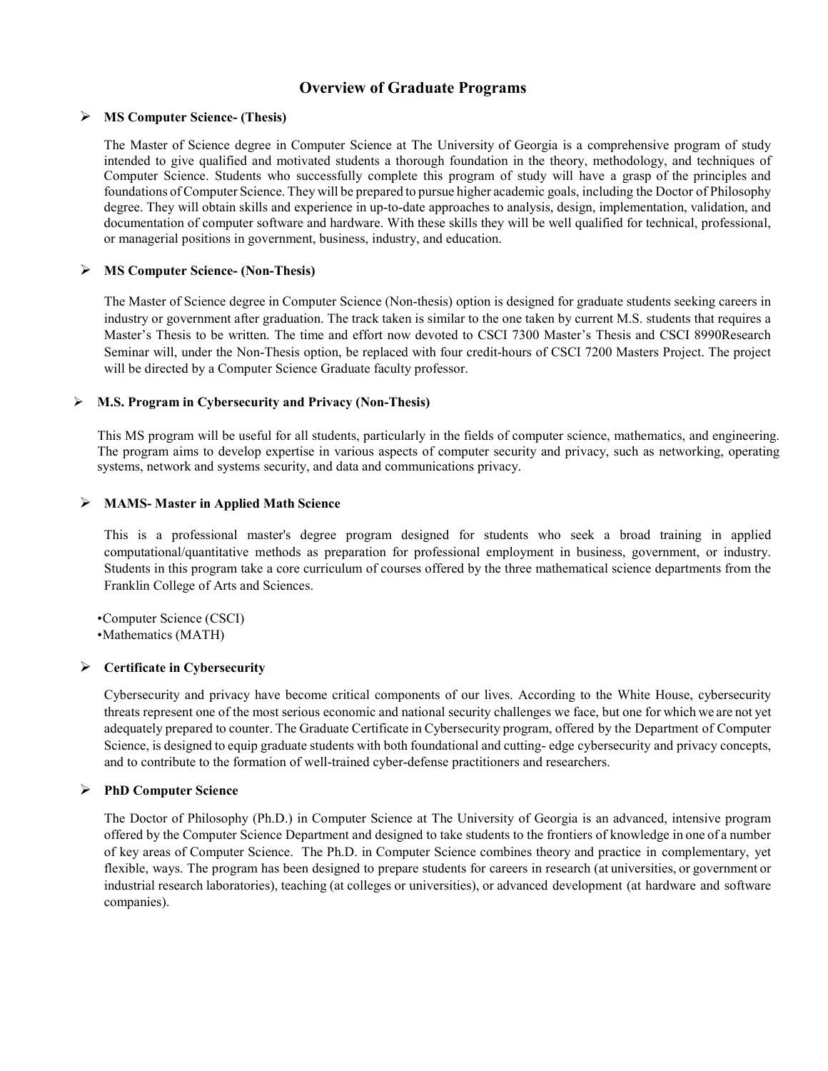# Overview of Graduate Programs

- **MS Computer Science- (Thesis)**

  The Master of Science degree in Computer Science at The University of Georgia is a comprehensive program of study intended to give qualified and motivated students a thorough foundation in the theory, methodology, and techniques of Computer Science. Students who successfully complete this program of study will have a grasp of the principles and foundations of Computer Science. They will be prepared to pursue higher academic goals, including the Doctor of Philosophy degree. They will obtain skills and experience in up-to-date approaches to analysis, design, implementation, validation, and documentation of computer software and hardware. With these skills they will be well qualified for technical, professional, or managerial positions in government, business, industry, and education.

- **MS Computer Science- (Non-Thesis)**

  The Master of Science degree in Computer Science (Non-thesis) option is designed for graduate students seeking careers in industry or government after graduation. The track taken is similar to the one taken by current M.S. students that requires a Master's Thesis to be written. The time and effort now devoted to CSCI 7300 Master's Thesis and CSCI 8990Research Seminar will, under the Non-Thesis option, be replaced with four credit-hours of CSCI 7200 Masters Project. The project will be directed by a Computer Science Graduate faculty professor.

- **M.S. Program in Cybersecurity and Privacy (Non-Thesis)**

  This MS program will be useful for all students, particularly in the fields of computer science, mathematics, and engineering. The program aims to develop expertise in various aspects of computer security and privacy, such as networking, operating systems, network and systems security, and data and communications privacy.

- **MAMS- Master in Applied Math Science**

  This is a professional master's degree program designed for students who seek a broad training in applied computational/quantitative methods as preparation for professional employment in business, government, or industry. Students in this program take a core curriculum of courses offered by the three mathematical science departments from the Franklin College of Arts and Sciences.

  - Computer Science (CSCI)
  - Mathematics (MATH)

- **Certificate in Cybersecurity**

  Cybersecurity and privacy have become critical components of our lives. According to the White House, cybersecurity threats represent one of the most serious economic and national security challenges we face, but one for which we are not yet adequately prepared to counter. The Graduate Certificate in Cybersecurity program, offered by the Department of Computer Science, is designed to equip graduate students with both foundational and cutting- edge cybersecurity and privacy concepts, and to contribute to the formation of well-trained cyber-defense practitioners and researchers.

- **PhD Computer Science**

  The Doctor of Philosophy (Ph.D.) in Computer Science at The University of Georgia is an advanced, intensive program offered by the Computer Science Department and designed to take students to the frontiers of knowledge in one of a number of key areas of Computer Science. The Ph.D. in Computer Science combines theory and practice in complementary, yet flexible, ways. The program has been designed to prepare students for careers in research (at universities, or government or industrial research laboratories), teaching (at colleges or universities), or advanced development (at hardware and software companies).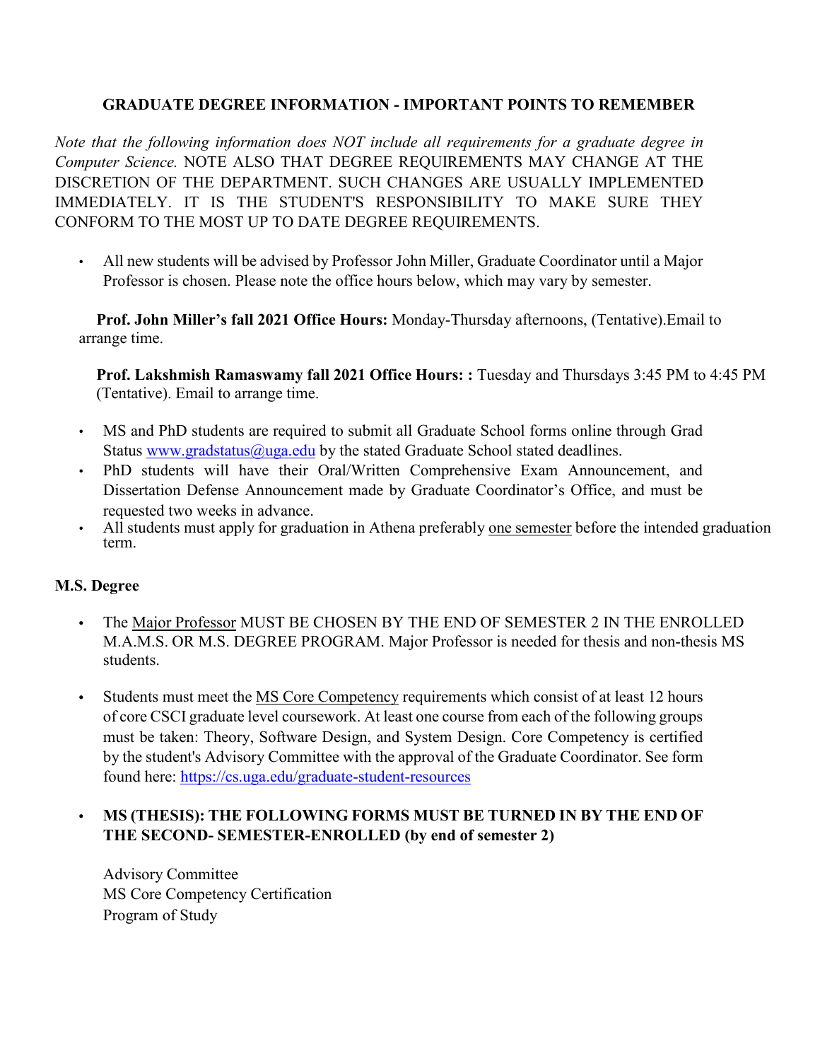## GRADUATE DEGREE INFORMATION - IMPORTANT POINTS TO REMEMBER

*Note that the following information does NOT include all requirements for a graduate degree in Computer Science.* NOTE ALSO THAT DEGREE REQUIREMENTS MAY CHANGE AT THE DISCRETION OF THE DEPARTMENT. SUCH CHANGES ARE USUALLY IMPLEMENTED IMMEDIATELY. IT IS THE STUDENT'S RESPONSIBILITY TO MAKE SURE THEY CONFORM TO THE MOST UP TO DATE DEGREE REQUIREMENTS.

- All new students will be advised by Professor John Miller, Graduate Coordinator until a Major Professor is chosen. Please note the office hours below, which may vary by semester.

**Prof. John Miller's fall 2021 Office Hours:** Monday-Thursday afternoons, (Tentative).Email to arrange time.

**Prof. Lakshmish Ramaswamy fall 2021 Office Hours: :** Tuesday and Thursdays 3:45 PM to 4:45 PM (Tentative). Email to arrange time.

- MS and PhD students are required to submit all Graduate School forms online through Grad Status www.gradstatus@uga.edu by the stated Graduate School stated deadlines.
- PhD students will have their Oral/Written Comprehensive Exam Announcement, and Dissertation Defense Announcement made by Graduate Coordinator's Office, and must be requested two weeks in advance.
- All students must apply for graduation in Athena preferably one semester before the intended graduation term.

### M.S. Degree

- The Major Professor MUST BE CHOSEN BY THE END OF SEMESTER 2 IN THE ENROLLED M.A.M.S. OR M.S. DEGREE PROGRAM. Major Professor is needed for thesis and non-thesis MS students.
- Students must meet the MS Core Competency requirements which consist of at least 12 hours of core CSCI graduate level coursework. At least one course from each of the following groups must be taken: Theory, Software Design, and System Design. Core Competency is certified by the student's Advisory Committee with the approval of the Graduate Coordinator. See form found here: https://cs.uga.edu/graduate-student-resources
- **MS (THESIS): THE FOLLOWING FORMS MUST BE TURNED IN BY THE END OF THE SECOND- SEMESTER-ENROLLED (by end of semester 2)**

  Advisory Committee
  MS Core Competency Certification
  Program of Study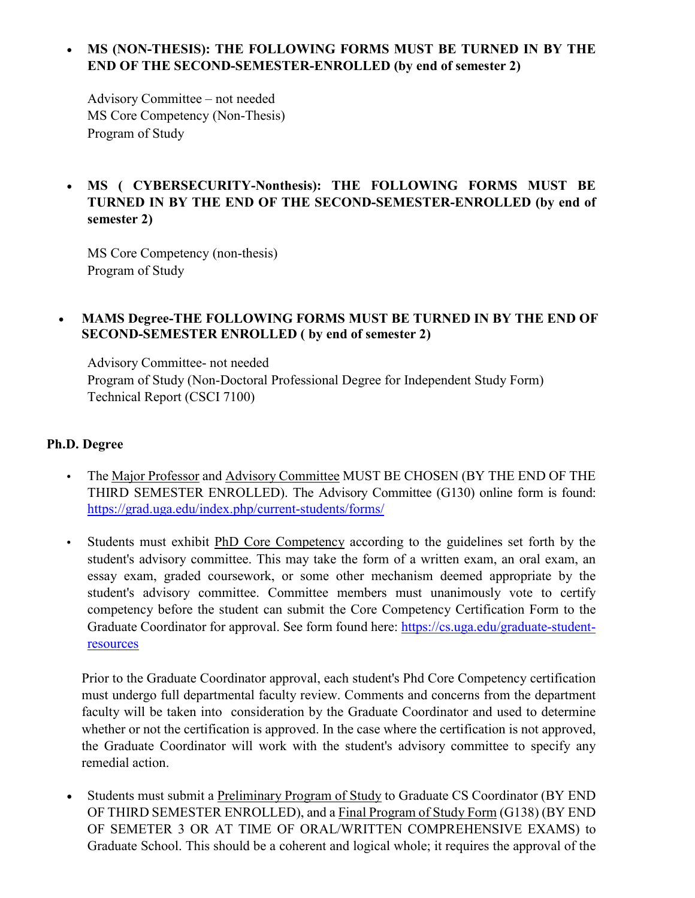- **MS (NON-THESIS): THE FOLLOWING FORMS MUST BE TURNED IN BY THE END OF THE SECOND-SEMESTER-ENROLLED (by end of semester 2)**

  Advisory Committee – not needed
  MS Core Competency (Non-Thesis)
  Program of Study

- **MS ( CYBERSECURITY-Nonthesis): THE FOLLOWING FORMS MUST BE TURNED IN BY THE END OF THE SECOND-SEMESTER-ENROLLED (by end of semester 2)**

  MS Core Competency (non-thesis)
  Program of Study

- **MAMS Degree-THE FOLLOWING FORMS MUST BE TURNED IN BY THE END OF SECOND-SEMESTER ENROLLED ( by end of semester 2)**

  Advisory Committee- not needed
  Program of Study (Non-Doctoral Professional Degree for Independent Study Form)
  Technical Report (CSCI 7100)

**Ph.D. Degree**

- The Major Professor and Advisory Committee MUST BE CHOSEN (BY THE END OF THE THIRD SEMESTER ENROLLED). The Advisory Committee (G130) online form is found: https://grad.uga.edu/index.php/current-students/forms/

- Students must exhibit PhD Core Competency according to the guidelines set forth by the student's advisory committee. This may take the form of a written exam, an oral exam, an essay exam, graded coursework, or some other mechanism deemed appropriate by the student's advisory committee. Committee members must unanimously vote to certify competency before the student can submit the Core Competency Certification Form to the Graduate Coordinator for approval. See form found here: https://cs.uga.edu/graduate-student-resources

  Prior to the Graduate Coordinator approval, each student's Phd Core Competency certification must undergo full departmental faculty review. Comments and concerns from the department faculty will be taken into consideration by the Graduate Coordinator and used to determine whether or not the certification is approved. In the case where the certification is not approved, the Graduate Coordinator will work with the student's advisory committee to specify any remedial action.

- Students must submit a Preliminary Program of Study to Graduate CS Coordinator (BY END OF THIRD SEMESTER ENROLLED), and a Final Program of Study Form (G138) (BY END OF SEMETER 3 OR AT TIME OF ORAL/WRITTEN COMPREHENSIVE EXAMS) to Graduate School. This should be a coherent and logical whole; it requires the approval of the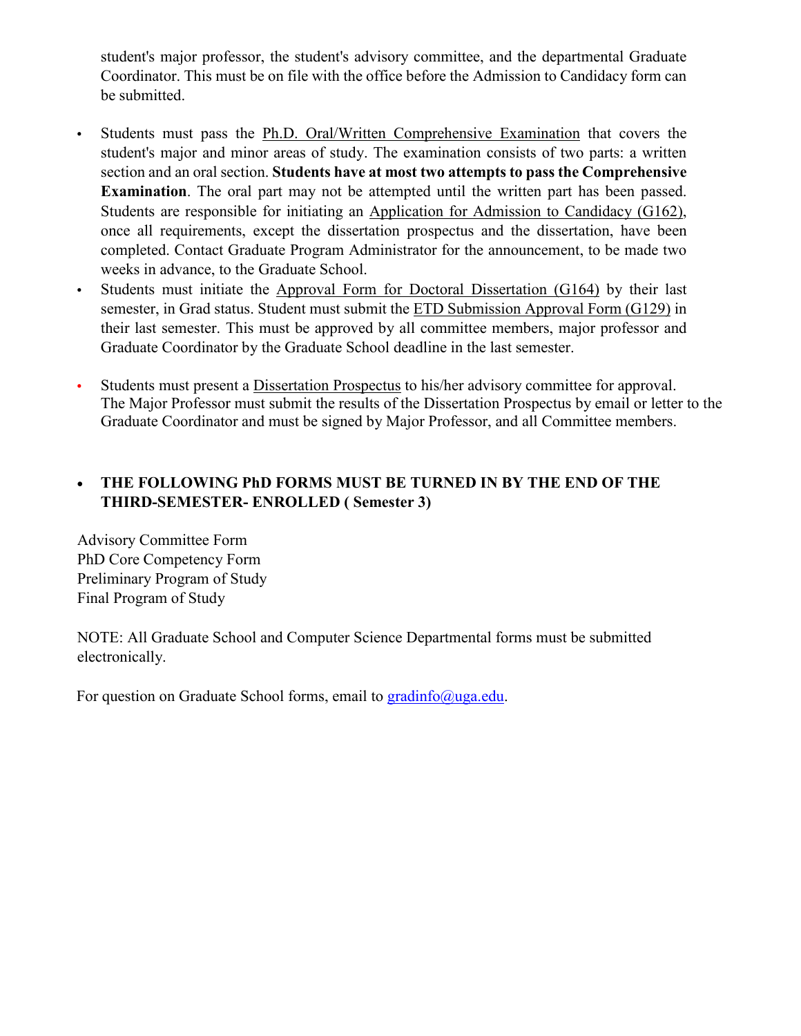student's major professor, the student's advisory committee, and the departmental Graduate Coordinator. This must be on file with the office before the Admission to Candidacy form can be submitted.

- Students must pass the Ph.D. Oral/Written Comprehensive Examination that covers the student's major and minor areas of study. The examination consists of two parts: a written section and an oral section. **Students have at most two attempts to pass the Comprehensive Examination**. The oral part may not be attempted until the written part has been passed. Students are responsible for initiating an Application for Admission to Candidacy (G162), once all requirements, except the dissertation prospectus and the dissertation, have been completed. Contact Graduate Program Administrator for the announcement, to be made two weeks in advance, to the Graduate School.
- Students must initiate the Approval Form for Doctoral Dissertation (G164) by their last semester, in Grad status. Student must submit the ETD Submission Approval Form (G129) in their last semester. This must be approved by all committee members, major professor and Graduate Coordinator by the Graduate School deadline in the last semester.
- Students must present a Dissertation Prospectus to his/her advisory committee for approval. The Major Professor must submit the results of the Dissertation Prospectus by email or letter to the Graduate Coordinator and must be signed by Major Professor, and all Committee members.

- **THE FOLLOWING PhD FORMS MUST BE TURNED IN BY THE END OF THE THIRD-SEMESTER- ENROLLED ( Semester 3)**

Advisory Committee Form
PhD Core Competency Form
Preliminary Program of Study
Final Program of Study

NOTE: All Graduate School and Computer Science Departmental forms must be submitted electronically.

For question on Graduate School forms, email to gradinfo@uga.edu.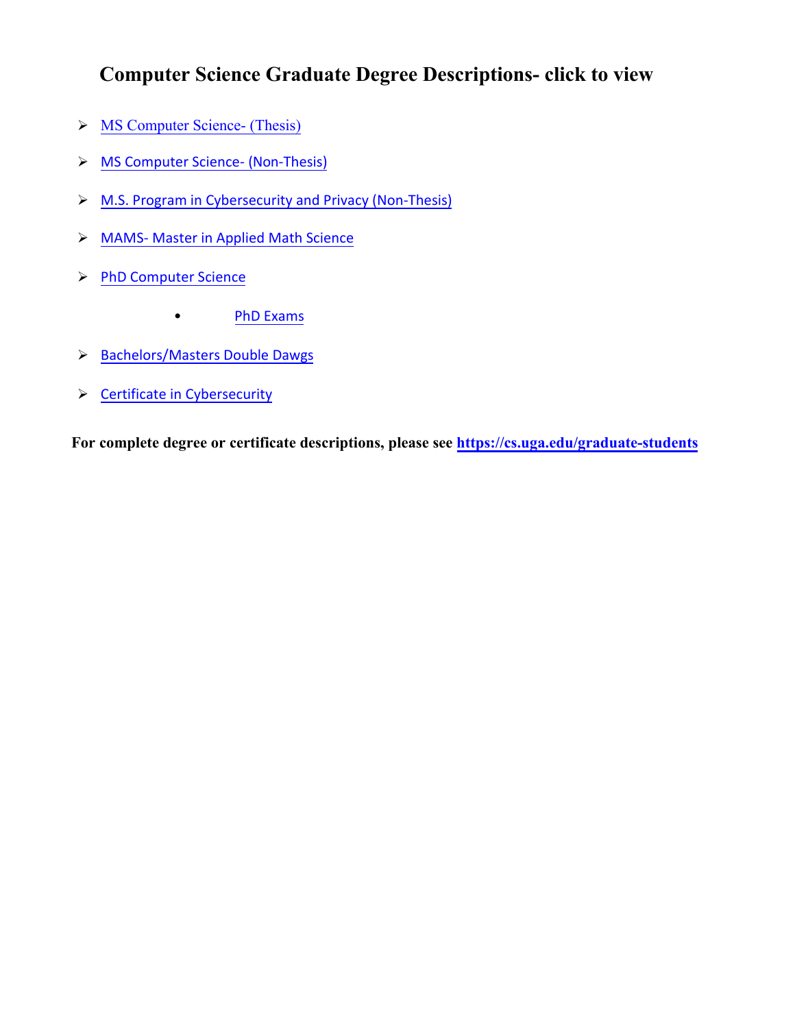# Computer Science Graduate Degree Descriptions- click to view

- MS Computer Science- (Thesis)
- MS Computer Science- (Non-Thesis)
- M.S. Program in Cybersecurity and Privacy (Non-Thesis)
- MAMS- Master in Applied Math Science
- PhD Computer Science
  - PhD Exams
- Bachelors/Masters Double Dawgs
- Certificate in Cybersecurity

**For complete degree or certificate descriptions, please see https://cs.uga.edu/graduate-students**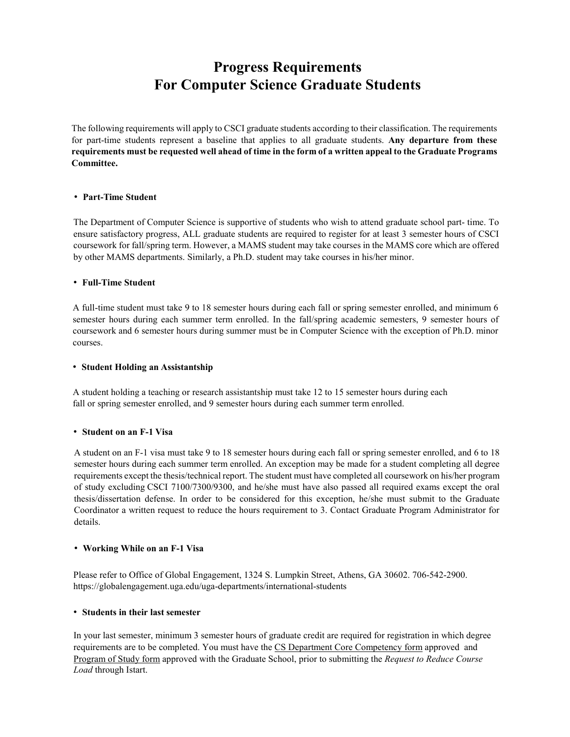# Progress Requirements For Computer Science Graduate Students

The following requirements will apply to CSCI graduate students according to their classification. The requirements for part-time students represent a baseline that applies to all graduate students. **Any departure from these requirements must be requested well ahead of time in the form of a written appeal to the Graduate Programs Committee.**

- **Part-Time Student**

The Department of Computer Science is supportive of students who wish to attend graduate school part- time. To ensure satisfactory progress, ALL graduate students are required to register for at least 3 semester hours of CSCI coursework for fall/spring term. However, a MAMS student may take courses in the MAMS core which are offered by other MAMS departments. Similarly, a Ph.D. student may take courses in his/her minor.

- **Full-Time Student**

A full-time student must take 9 to 18 semester hours during each fall or spring semester enrolled, and minimum 6 semester hours during each summer term enrolled. In the fall/spring academic semesters, 9 semester hours of coursework and 6 semester hours during summer must be in Computer Science with the exception of Ph.D. minor courses.

- **Student Holding an Assistantship**

A student holding a teaching or research assistantship must take 12 to 15 semester hours during each fall or spring semester enrolled, and 9 semester hours during each summer term enrolled.

- **Student on an F-1 Visa**

A student on an F-1 visa must take 9 to 18 semester hours during each fall or spring semester enrolled, and 6 to 18 semester hours during each summer term enrolled. An exception may be made for a student completing all degree requirements except the thesis/technical report. The student must have completed all coursework on his/her program of study excluding CSCI 7100/7300/9300, and he/she must have also passed all required exams except the oral thesis/dissertation defense. In order to be considered for this exception, he/she must submit to the Graduate Coordinator a written request to reduce the hours requirement to 3. Contact Graduate Program Administrator for details.

- **Working While on an F-1 Visa**

Please refer to Office of Global Engagement, 1324 S. Lumpkin Street, Athens, GA 30602. 706-542-2900. https://globalengagement.uga.edu/uga-departments/international-students

- **Students in their last semester**

In your last semester, minimum 3 semester hours of graduate credit are required for registration in which degree requirements are to be completed. You must have the CS Department Core Competency form approved and Program of Study form approved with the Graduate School, prior to submitting the *Request to Reduce Course Load* through Istart.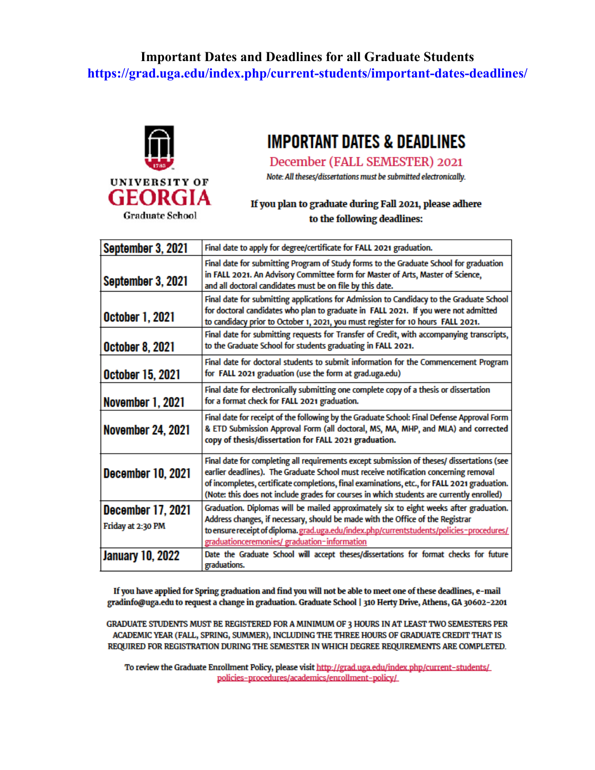# Important Dates and Deadlines for all Graduate Students

https://grad.uga.edu/index.php/current-students/important-dates-deadlines/

UNIVERSITY OF GEORGIA
Graduate School

## IMPORTANT DATES & DEADLINES

### December (FALL SEMESTER) 2021

*Note: All theses/dissertations must be submitted electronically.*

**If you plan to graduate during Fall 2021, please adhere to the following deadlines:**

| Date | Deadline |
|---|---|
| **September 3, 2021** | Final date to apply for degree/certificate for **FALL 2021** graduation. |
| **September 3, 2021** | Final date for submitting Program of Study forms to the Graduate School for graduation in **FALL 2021**. An Advisory Committee form for Master of Arts, Master of Science, and all doctoral candidates must be on file by this date. |
| **October 1, 2021** | Final date for submitting applications for Admission to Candidacy to the Graduate School for doctoral candidates who plan to graduate in **FALL 2021**. If you were not admitted to candidacy prior to October 1, 2021, you must register for 10 hours **FALL 2021**. |
| **October 8, 2021** | Final date for submitting requests for Transfer of Credit, with accompanying transcripts, to the Graduate School for students graduating in **FALL 2021**. |
| **October 15, 2021** | Final date for doctoral students to submit information for the Commencement Program for **FALL 2021** graduation (use the form at grad.uga.edu) |
| **November 1, 2021** | Final date for electronically submitting one complete copy of a thesis or dissertation for a format check for **FALL 2021** graduation. |
| **November 24, 2021** | Final date for receipt of the following by the Graduate School: Final Defense Approval Form & ETD Submission Approval Form (all doctoral, MS, MA, MHP, and MLA) and corrected copy of thesis/dissertation for **FALL 2021** graduation. |
| **December 10, 2021** | Final date for completing all requirements except submission of theses/ dissertations (see earlier deadlines). The Graduate School must receive notification concerning removal of incompletes, certificate completions, final examinations, etc., for **FALL 2021** graduation. (Note: this does not include grades for courses in which students are currently enrolled) |
| **December 17, 2021** Friday at 2:30 PM | Graduation. Diplomas will be mailed approximately six to eight weeks after graduation. Address changes, if necessary, should be made with the Office of the Registrar to ensure receipt of diploma. grad.uga.edu/index.php/currentstudents/policies-procedures/graduationceremonies/ graduation-information |
| **January 10, 2022** | Date the Graduate School will accept theses/dissertations for format checks for future graduations. |

**If you have applied for Spring graduation and find you will not be able to meet one of these deadlines, e-mail gradinfo@uga.edu to request a change in graduation. Graduate School | 310 Herty Drive, Athens, GA 30602-2201**

**GRADUATE STUDENTS MUST BE REGISTERED FOR A MINIMUM OF 3 HOURS IN AT LEAST TWO SEMESTERS PER ACADEMIC YEAR (FALL, SPRING, SUMMER), INCLUDING THE THREE HOURS OF GRADUATE CREDIT THAT IS REQUIRED FOR REGISTRATION DURING THE SEMESTER IN WHICH DEGREE REQUIREMENTS ARE COMPLETED.**

To review the Graduate Enrollment Policy, please visit http://grad.uga.edu/index.php/current-students/policies-procedures/academics/enrollment-policy/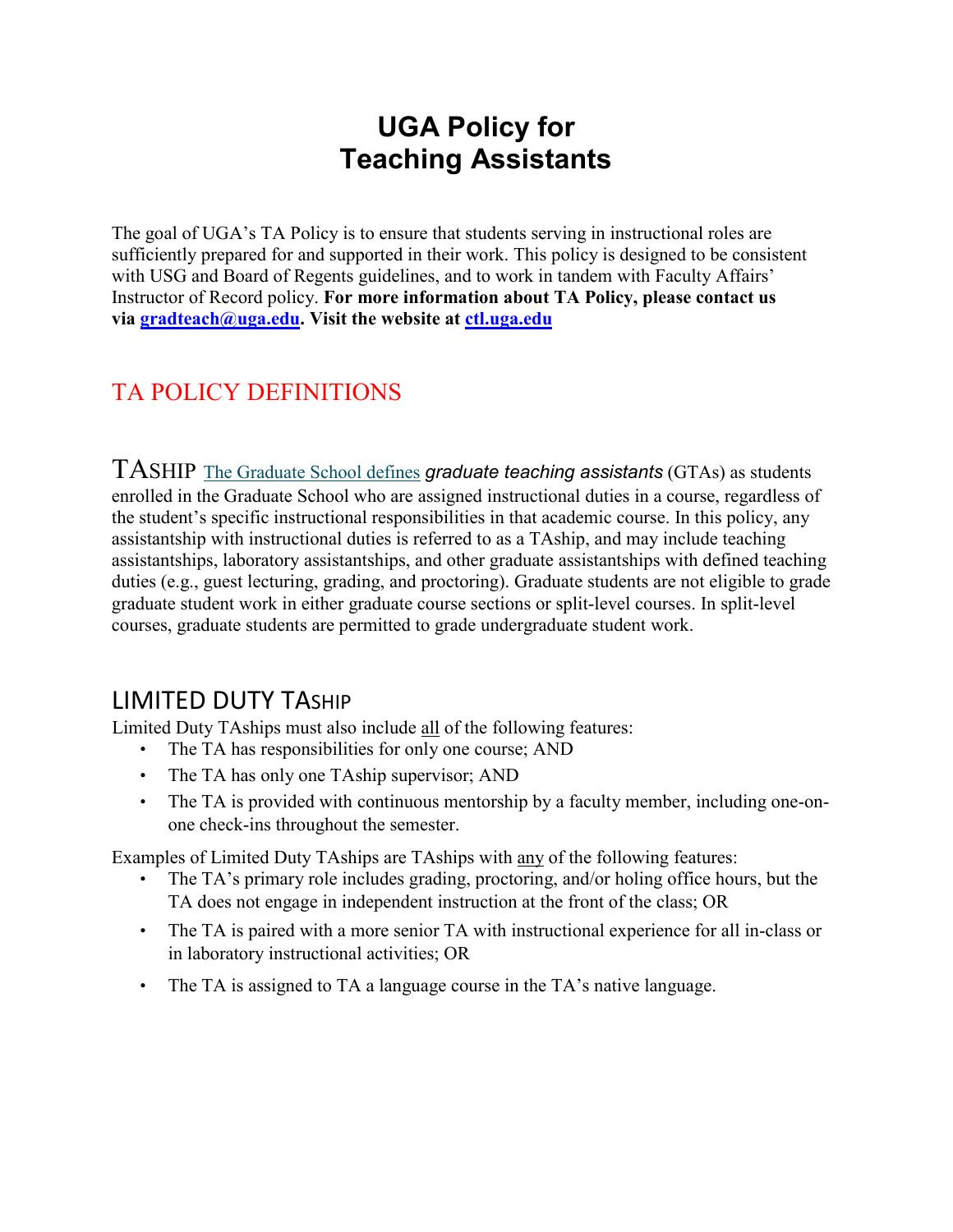# UGA Policy for Teaching Assistants

The goal of UGA's TA Policy is to ensure that students serving in instructional roles are sufficiently prepared for and supported in their work. This policy is designed to be consistent with USG and Board of Regents guidelines, and to work in tandem with Faculty Affairs' Instructor of Record policy. **For more information about TA Policy, please contact us via [gradteach@uga.edu](mailto:gradteach@uga.edu). Visit the website at [ctl.uga.edu](http://ctl.uga.edu)**

## TA POLICY DEFINITIONS

### TASHIP

[The Graduate School defines](#) *graduate teaching assistants* (GTAs) as students enrolled in the Graduate School who are assigned instructional duties in a course, regardless of the student's specific instructional responsibilities in that academic course. In this policy, any assistantship with instructional duties is referred to as a TAship, and may include teaching assistantships, laboratory assistantships, and other graduate assistantships with defined teaching duties (e.g., guest lecturing, grading, and proctoring). Graduate students are not eligible to grade graduate student work in either graduate course sections or split-level courses. In split-level courses, graduate students are permitted to grade undergraduate student work.

### LIMITED DUTY TASHIP

Limited Duty TAships must also include all of the following features:

- The TA has responsibilities for only one course; AND
- The TA has only one TAship supervisor; AND
- The TA is provided with continuous mentorship by a faculty member, including one-on-one check-ins throughout the semester.

Examples of Limited Duty TAships are TAships with any of the following features:

- The TA's primary role includes grading, proctoring, and/or holing office hours, but the TA does not engage in independent instruction at the front of the class; OR
- The TA is paired with a more senior TA with instructional experience for all in-class or in laboratory instructional activities; OR
- The TA is assigned to TA a language course in the TA's native language.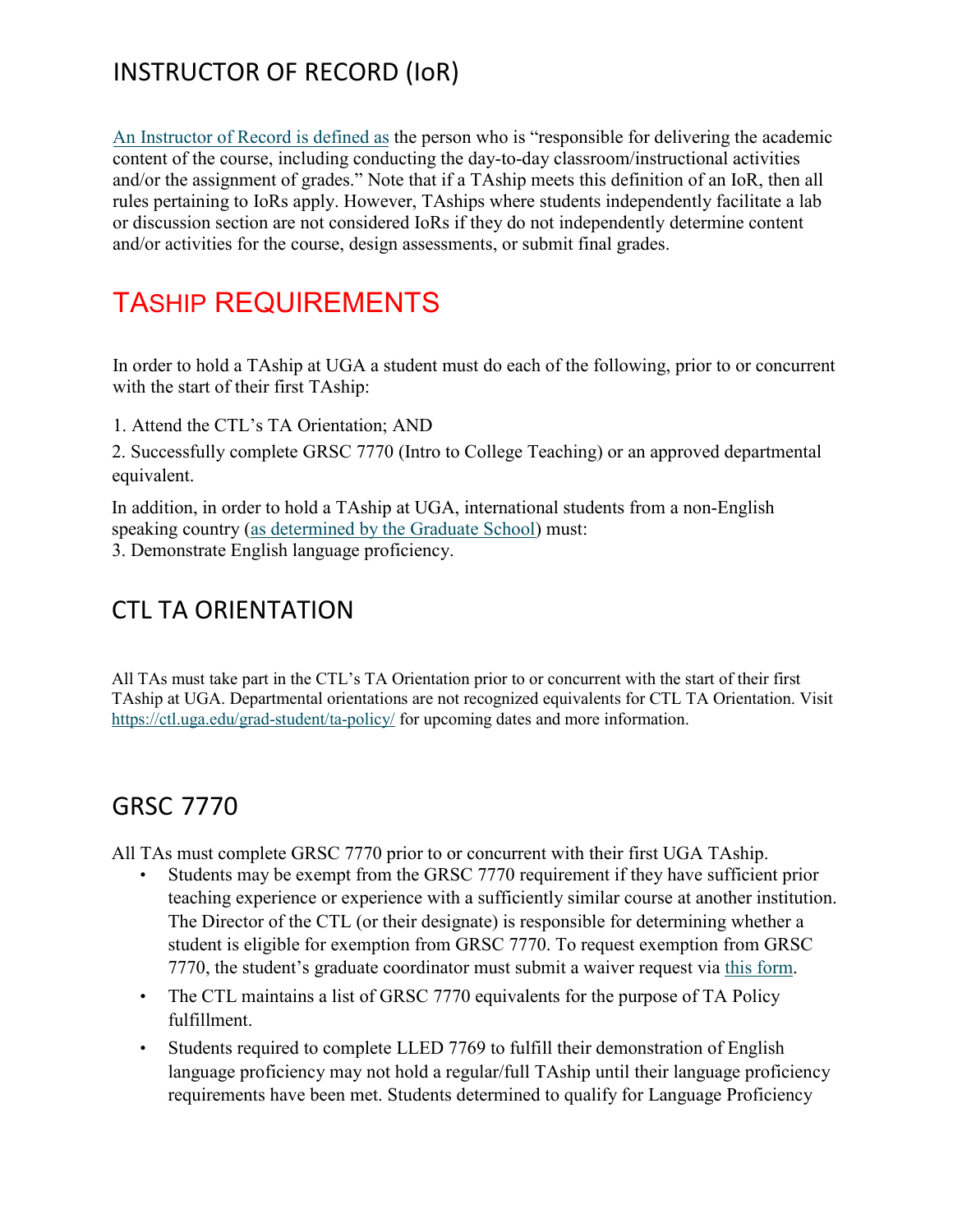## INSTRUCTOR OF RECORD (IoR)

[An Instructor of Record is defined as] the person who is "responsible for delivering the academic content of the course, including conducting the day-to-day classroom/instructional activities and/or the assignment of grades." Note that if a TAship meets this definition of an IoR, then all rules pertaining to IoRs apply. However, TAships where students independently facilitate a lab or discussion section are not considered IoRs if they do not independently determine content and/or activities for the course, design assessments, or submit final grades.

# TASHIP REQUIREMENTS

In order to hold a TAship at UGA a student must do each of the following, prior to or concurrent with the start of their first TAship:

1. Attend the CTL's TA Orientation; AND

2. Successfully complete GRSC 7770 (Intro to College Teaching) or an approved departmental equivalent.

In addition, in order to hold a TAship at UGA, international students from a non-English speaking country (as determined by the Graduate School) must:

3. Demonstrate English language proficiency.

## CTL TA ORIENTATION

All TAs must take part in the CTL's TA Orientation prior to or concurrent with the start of their first TAship at UGA. Departmental orientations are not recognized equivalents for CTL TA Orientation. Visit https://ctl.uga.edu/grad-student/ta-policy/ for upcoming dates and more information.

## GRSC 7770

All TAs must complete GRSC 7770 prior to or concurrent with their first UGA TAship.

- Students may be exempt from the GRSC 7770 requirement if they have sufficient prior teaching experience or experience with a sufficiently similar course at another institution. The Director of the CTL (or their designate) is responsible for determining whether a student is eligible for exemption from GRSC 7770. To request exemption from GRSC 7770, the student's graduate coordinator must submit a waiver request via this form.
- The CTL maintains a list of GRSC 7770 equivalents for the purpose of TA Policy fulfillment.
- Students required to complete LLED 7769 to fulfill their demonstration of English language proficiency may not hold a regular/full TAship until their language proficiency requirements have been met. Students determined to qualify for Language Proficiency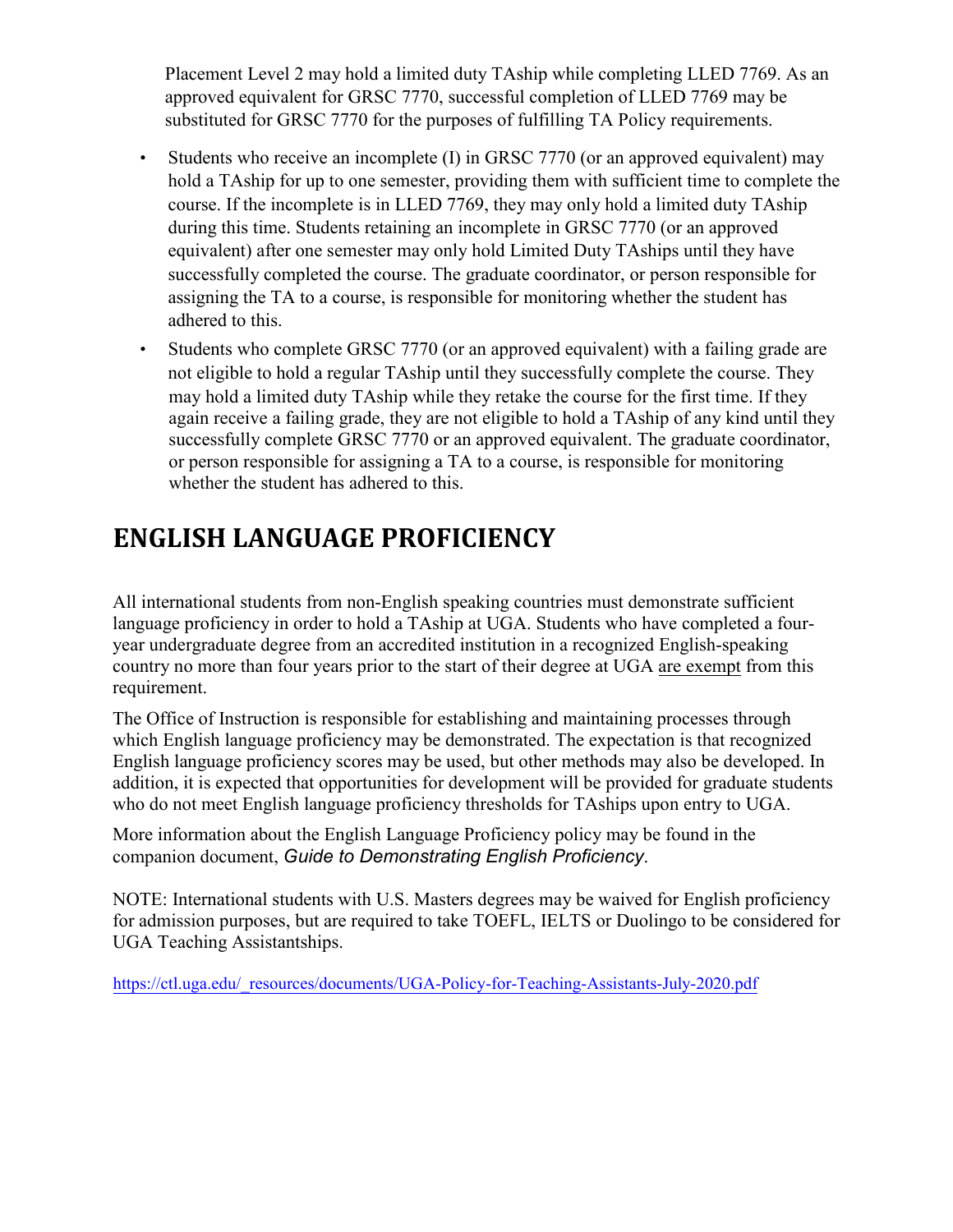Placement Level 2 may hold a limited duty TAship while completing LLED 7769. As an approved equivalent for GRSC 7770, successful completion of LLED 7769 may be substituted for GRSC 7770 for the purposes of fulfilling TA Policy requirements.

- Students who receive an incomplete (I) in GRSC 7770 (or an approved equivalent) may hold a TAship for up to one semester, providing them with sufficient time to complete the course. If the incomplete is in LLED 7769, they may only hold a limited duty TAship during this time. Students retaining an incomplete in GRSC 7770 (or an approved equivalent) after one semester may only hold Limited Duty TAships until they have successfully completed the course. The graduate coordinator, or person responsible for assigning the TA to a course, is responsible for monitoring whether the student has adhered to this.
- Students who complete GRSC 7770 (or an approved equivalent) with a failing grade are not eligible to hold a regular TAship until they successfully complete the course. They may hold a limited duty TAship while they retake the course for the first time. If they again receive a failing grade, they are not eligible to hold a TAship of any kind until they successfully complete GRSC 7770 or an approved equivalent. The graduate coordinator, or person responsible for assigning a TA to a course, is responsible for monitoring whether the student has adhered to this.

# ENGLISH LANGUAGE PROFICIENCY

All international students from non-English speaking countries must demonstrate sufficient language proficiency in order to hold a TAship at UGA. Students who have completed a four-year undergraduate degree from an accredited institution in a recognized English-speaking country no more than four years prior to the start of their degree at UGA are exempt from this requirement.

The Office of Instruction is responsible for establishing and maintaining processes through which English language proficiency may be demonstrated. The expectation is that recognized English language proficiency scores may be used, but other methods may also be developed. In addition, it is expected that opportunities for development will be provided for graduate students who do not meet English language proficiency thresholds for TAships upon entry to UGA.

More information about the English Language Proficiency policy may be found in the companion document, *Guide to Demonstrating English Proficiency*.

NOTE: International students with U.S. Masters degrees may be waived for English proficiency for admission purposes, but are required to take TOEFL, IELTS or Duolingo to be considered for UGA Teaching Assistantships.

https://ctl.uga.edu/_resources/documents/UGA-Policy-for-Teaching-Assistants-July-2020.pdf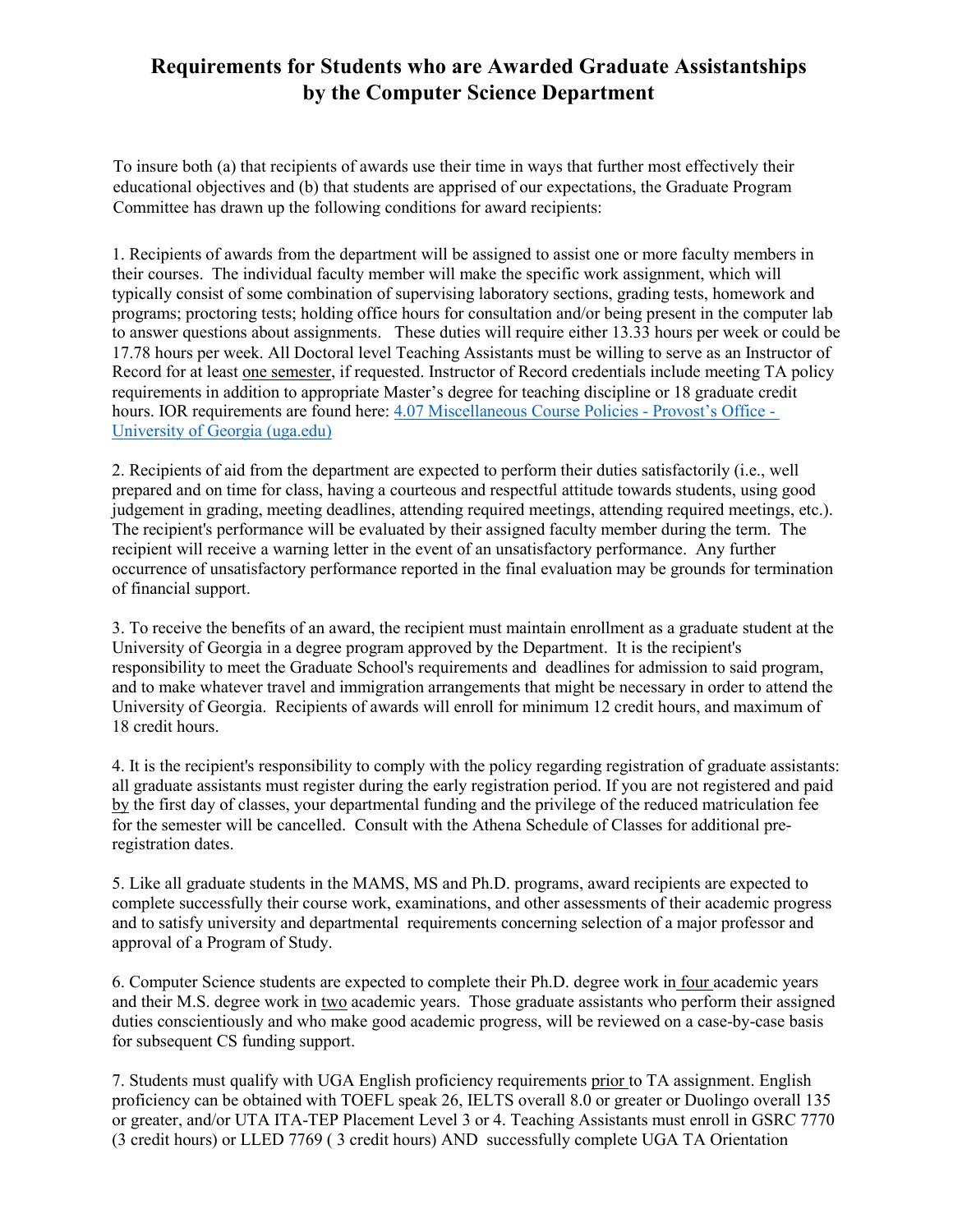# Requirements for Students who are Awarded Graduate Assistantships by the Computer Science Department

To insure both (a) that recipients of awards use their time in ways that further most effectively their educational objectives and (b) that students are apprised of our expectations, the Graduate Program Committee has drawn up the following conditions for award recipients:

1. Recipients of awards from the department will be assigned to assist one or more faculty members in their courses. The individual faculty member will make the specific work assignment, which will typically consist of some combination of supervising laboratory sections, grading tests, homework and programs; proctoring tests; holding office hours for consultation and/or being present in the computer lab to answer questions about assignments. These duties will require either 13.33 hours per week or could be 17.78 hours per week. All Doctoral level Teaching Assistants must be willing to serve as an Instructor of Record for at least one semester, if requested. Instructor of Record credentials include meeting TA policy requirements in addition to appropriate Master's degree for teaching discipline or 18 graduate credit hours. IOR requirements are found here: [4.07 Miscellaneous Course Policies - Provost's Office - University of Georgia (uga.edu)]

2. Recipients of aid from the department are expected to perform their duties satisfactorily (i.e., well prepared and on time for class, having a courteous and respectful attitude towards students, using good judgement in grading, meeting deadlines, attending required meetings, attending required meetings, etc.). The recipient's performance will be evaluated by their assigned faculty member during the term. The recipient will receive a warning letter in the event of an unsatisfactory performance. Any further occurrence of unsatisfactory performance reported in the final evaluation may be grounds for termination of financial support.

3. To receive the benefits of an award, the recipient must maintain enrollment as a graduate student at the University of Georgia in a degree program approved by the Department. It is the recipient's responsibility to meet the Graduate School's requirements and deadlines for admission to said program, and to make whatever travel and immigration arrangements that might be necessary in order to attend the University of Georgia. Recipients of awards will enroll for minimum 12 credit hours, and maximum of 18 credit hours.

4. It is the recipient's responsibility to comply with the policy regarding registration of graduate assistants: all graduate assistants must register during the early registration period. If you are not registered and paid by the first day of classes, your departmental funding and the privilege of the reduced matriculation fee for the semester will be cancelled. Consult with the Athena Schedule of Classes for additional pre-registration dates.

5. Like all graduate students in the MAMS, MS and Ph.D. programs, award recipients are expected to complete successfully their course work, examinations, and other assessments of their academic progress and to satisfy university and departmental requirements concerning selection of a major professor and approval of a Program of Study.

6. Computer Science students are expected to complete their Ph.D. degree work in four academic years and their M.S. degree work in two academic years. Those graduate assistants who perform their assigned duties conscientiously and who make good academic progress, will be reviewed on a case-by-case basis for subsequent CS funding support.

7. Students must qualify with UGA English proficiency requirements prior to TA assignment. English proficiency can be obtained with TOEFL speak 26, IELTS overall 8.0 or greater or Duolingo overall 135 or greater, and/or UTA ITA-TEP Placement Level 3 or 4. Teaching Assistants must enroll in GSRC 7770 (3 credit hours) or LLED 7769 ( 3 credit hours) AND successfully complete UGA TA Orientation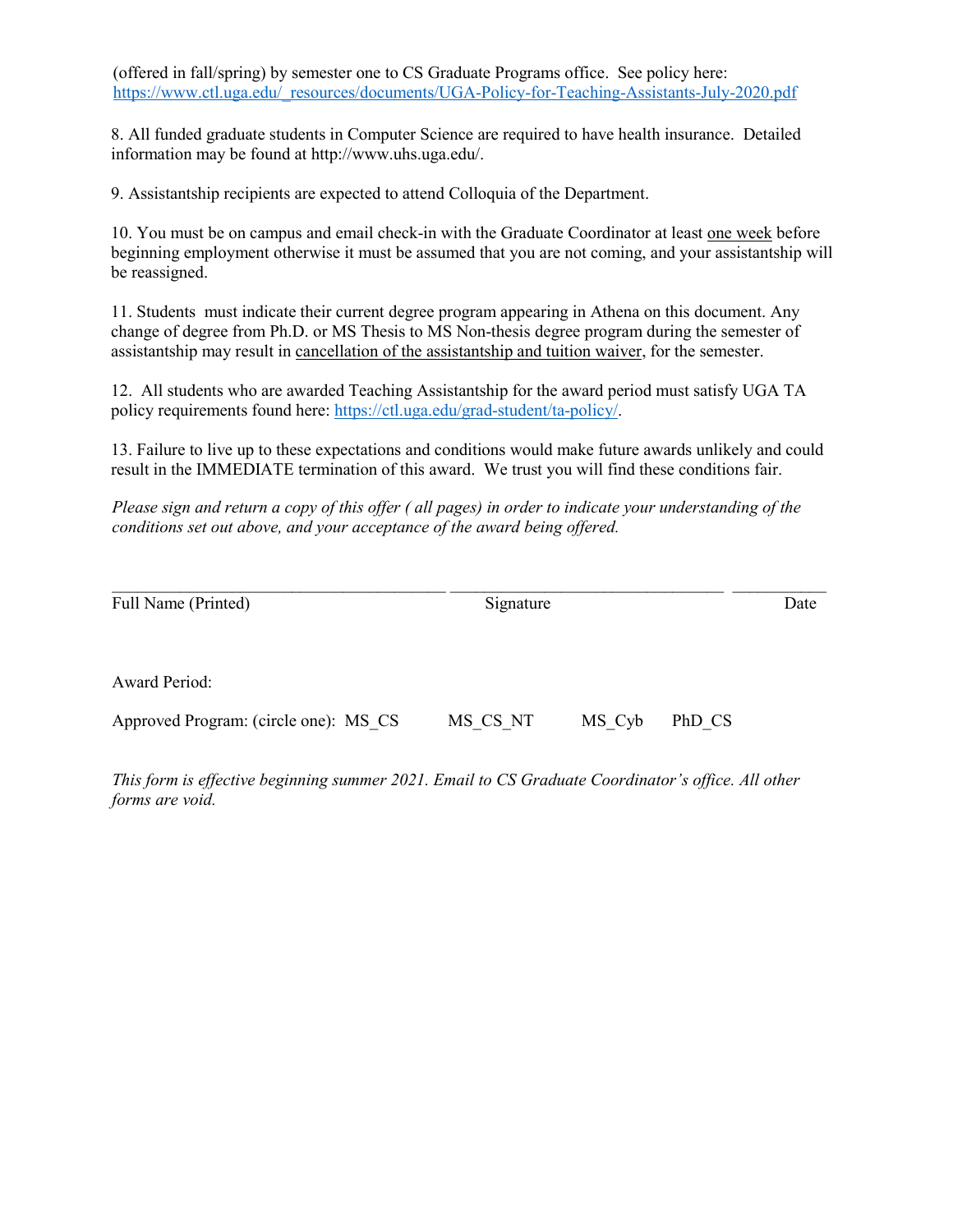(offered in fall/spring) by semester one to CS Graduate Programs office. See policy here: [https://www.ctl.uga.edu/_resources/documents/UGA-Policy-for-Teaching-Assistants-July-2020.pdf](https://www.ctl.uga.edu/_resources/documents/UGA-Policy-for-Teaching-Assistants-July-2020.pdf)

8. All funded graduate students in Computer Science are required to have health insurance. Detailed information may be found at http://www.uhs.uga.edu/.

9. Assistantship recipients are expected to attend Colloquia of the Department.

10. You must be on campus and email check-in with the Graduate Coordinator at least one week before beginning employment otherwise it must be assumed that you are not coming, and your assistantship will be reassigned.

11. Students must indicate their current degree program appearing in Athena on this document. Any change of degree from Ph.D. or MS Thesis to MS Non-thesis degree program during the semester of assistantship may result in cancellation of the assistantship and tuition waiver, for the semester.

12. All students who are awarded Teaching Assistantship for the award period must satisfy UGA TA policy requirements found here: [https://ctl.uga.edu/grad-student/ta-policy/](https://ctl.uga.edu/grad-student/ta-policy/).

13. Failure to live up to these expectations and conditions would make future awards unlikely and could result in the IMMEDIATE termination of this award. We trust you will find these conditions fair.

*Please sign and return a copy of this offer ( all pages) in order to indicate your understanding of the conditions set out above, and your acceptance of the award being offered.*

______________________________________ ________________________________ ___________

Full Name (Printed) Signature Date

Award Period:

Approved Program: (circle one): MS_CS MS_CS_NT MS_Cyb PhD_CS

*This form is effective beginning summer 2021. Email to CS Graduate Coordinator's office. All other forms are void.*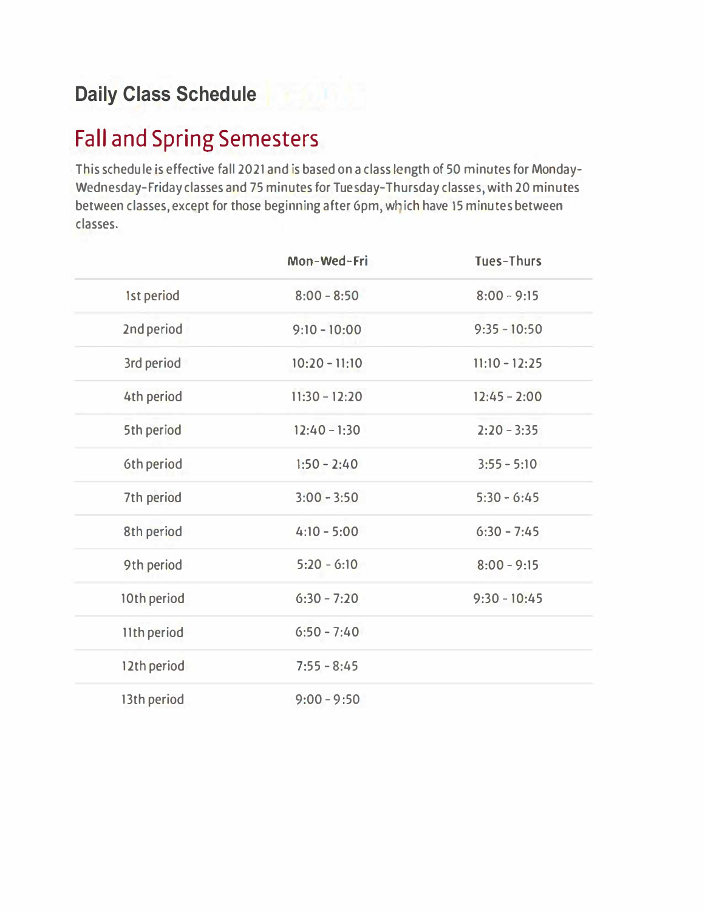## Daily Class Schedule

# Fall and Spring Semesters

This schedule is effective fall 2021 and is based on a class length of 50 minutes for Monday-Wednesday-Friday classes and 75 minutes for Tuesday-Thursday classes, with 20 minutes between classes, except for those beginning after 6pm, which have 15 minutes between classes.

| | Mon-Wed-Fri | Tues-Thurs |
|---|---|---|
| 1st period | 8:00 - 8:50 | 8:00 - 9:15 |
| 2nd period | 9:10 - 10:00 | 9:35 - 10:50 |
| 3rd period | 10:20 - 11:10 | 11:10 - 12:25 |
| 4th period | 11:30 - 12:20 | 12:45 - 2:00 |
| 5th period | 12:40 - 1:30 | 2:20 - 3:35 |
| 6th period | 1:50 - 2:40 | 3:55 - 5:10 |
| 7th period | 3:00 - 3:50 | 5:30 - 6:45 |
| 8th period | 4:10 - 5:00 | 6:30 - 7:45 |
| 9th period | 5:20 - 6:10 | 8:00 - 9:15 |
| 10th period | 6:30 - 7:20 | 9:30 - 10:45 |
| 11th period | 6:50 - 7:40 | |
| 12th period | 7:55 - 8:45 | |
| 13th period | 9:00 - 9:50 | |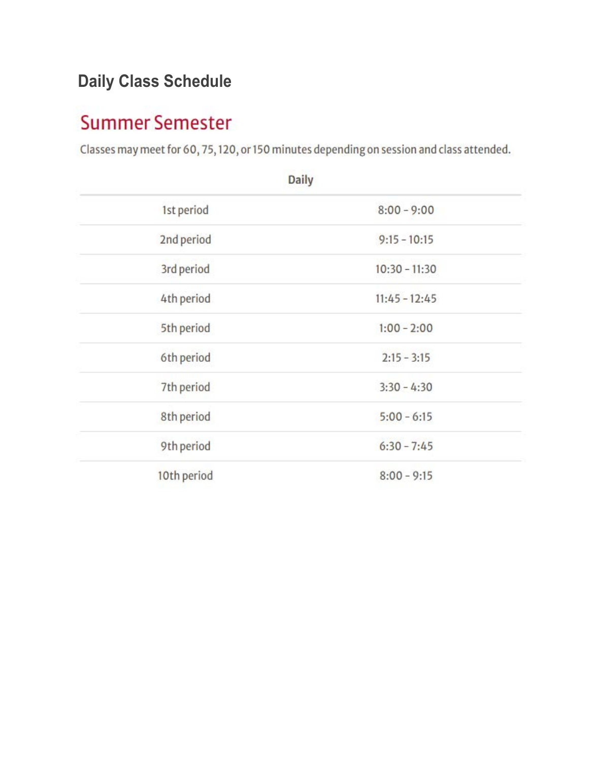## Daily Class Schedule

### Summer Semester

Classes may meet for 60, 75, 120, or 150 minutes depending on session and class attended.

| Daily | |
|---|---|
| 1st period | 8:00 - 9:00 |
| 2nd period | 9:15 - 10:15 |
| 3rd period | 10:30 - 11:30 |
| 4th period | 11:45 - 12:45 |
| 5th period | 1:00 - 2:00 |
| 6th period | 2:15 - 3:15 |
| 7th period | 3:30 - 4:30 |
| 8th period | 5:00 - 6:15 |
| 9th period | 6:30 - 7:45 |
| 10th period | 8:00 - 9:15 |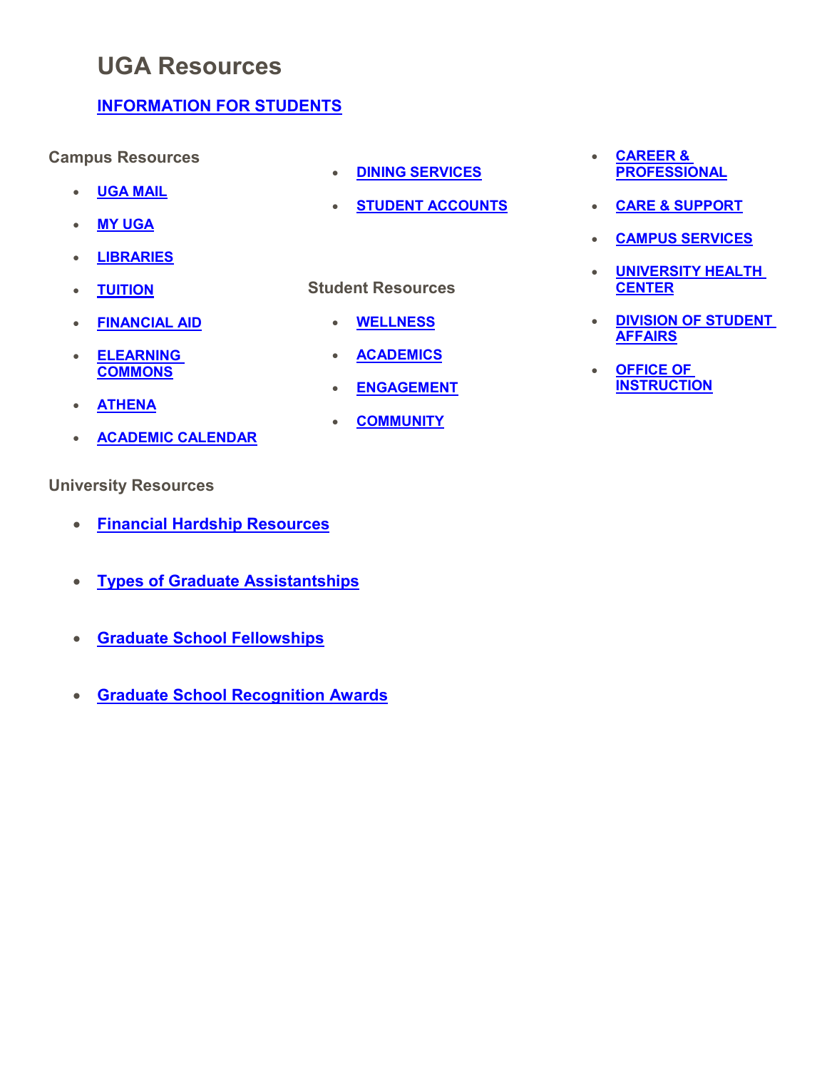# UGA Resources

**INFORMATION FOR STUDENTS**

### Campus Resources

- UGA MAIL
- MY UGA
- LIBRARIES
- TUITION
- FINANCIAL AID
- ELEARNING COMMONS
- ATHENA
- ACADEMIC CALENDAR
- DINING SERVICES
- STUDENT ACCOUNTS

### Student Resources

- WELLNESS
- ACADEMICS
- ENGAGEMENT
- COMMUNITY
- CAREER & PROFESSIONAL
- CARE & SUPPORT
- CAMPUS SERVICES
- UNIVERSITY HEALTH CENTER
- DIVISION OF STUDENT AFFAIRS
- OFFICE OF INSTRUCTION

### University Resources

- Financial Hardship Resources
- Types of Graduate Assistantships
- Graduate School Fellowships
- Graduate School Recognition Awards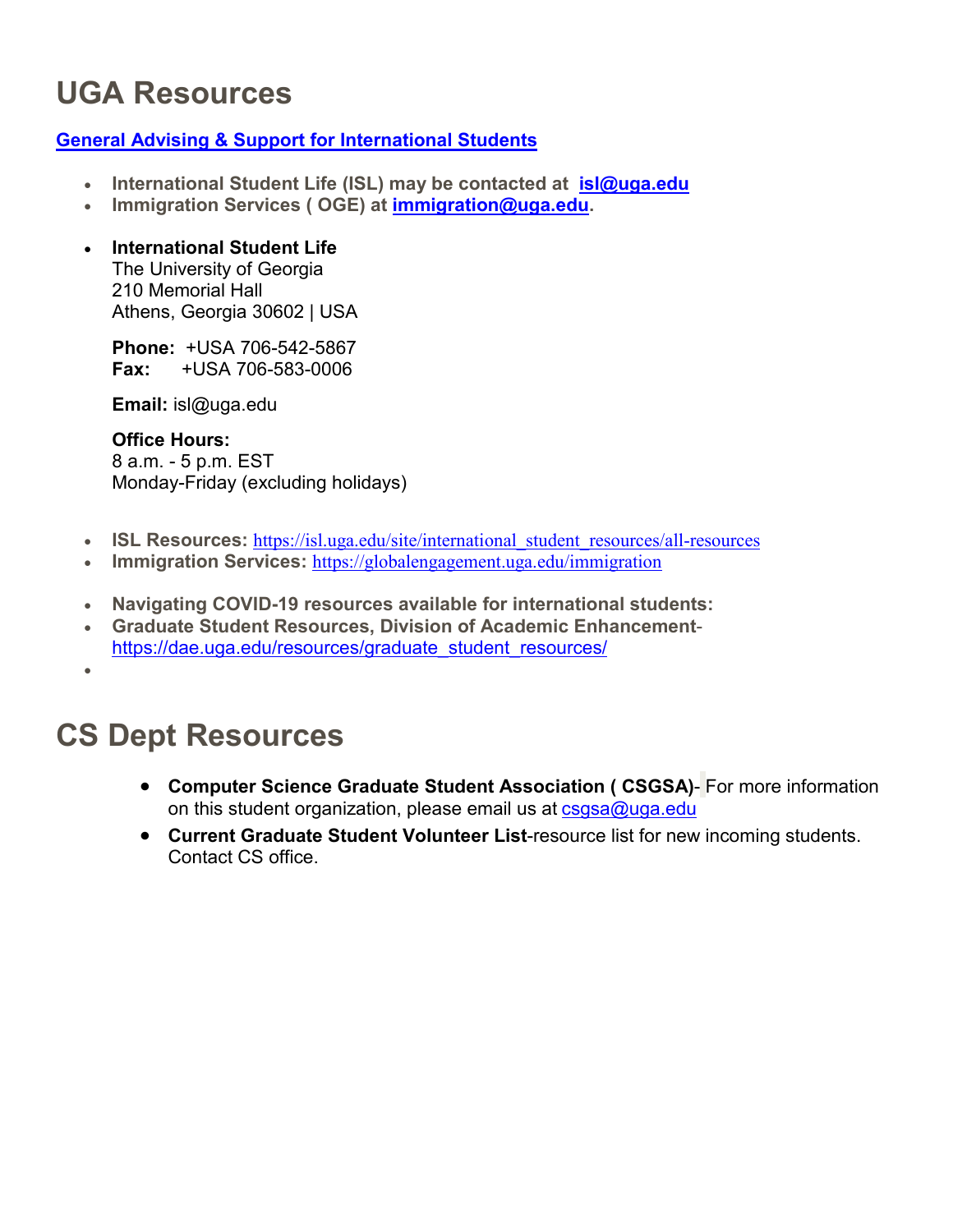# UGA Resources

**General Advising & Support for International Students**

- **International Student Life (ISL) may be contacted at isl@uga.edu**
- **Immigration Services ( OGE) at immigration@uga.edu.**

- **International Student Life**
  The University of Georgia
  210 Memorial Hall
  Athens, Georgia 30602 | USA

  **Phone:** +USA 706-542-5867
  **Fax:** +USA 706-583-0006

  **Email:** isl@uga.edu

  **Office Hours:**
  8 a.m. - 5 p.m. EST
  Monday-Friday (excluding holidays)

- **ISL Resources:** https://isl.uga.edu/site/international_student_resources/all-resources
- **Immigration Services:** https://globalengagement.uga.edu/immigration

- **Navigating COVID-19 resources available for international students:**
- **Graduate Student Resources, Division of Academic Enhancement**-https://dae.uga.edu/resources/graduate_student_resources/

# CS Dept Resources

- **Computer Science Graduate Student Association ( CSGSA)**- For more information on this student organization, please email us at csgsa@uga.edu
- **Current Graduate Student Volunteer List**-resource list for new incoming students. Contact CS office.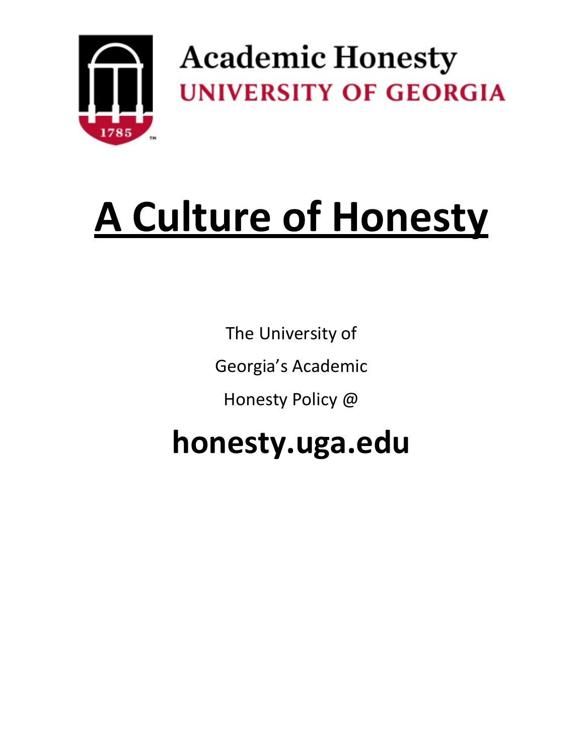Academic Honesty
UNIVERSITY OF GEORGIA

# A Culture of Honesty

The University of

Georgia's Academic

Honesty Policy @

## honesty.uga.edu